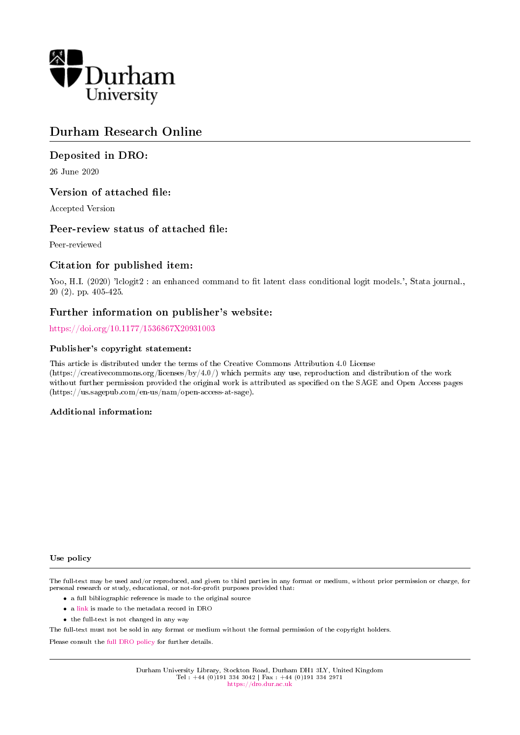Durham University

# Durham Research Online

## Deposited in DRO:

26 June 2020

## Version of attached file:

Accepted Version

## Peer-review status of attached file:

Peer-reviewed

## Citation for published item:

Yoo, H.I. (2020) 'lclogit2 : an enhanced command to fit latent class conditional logit models.', Stata journal., 20 (2). pp. 405-425.

## Further information on publisher's website:

https://doi.org/10.1177/1536867X20931003

### Publisher's copyright statement:

This article is distributed under the terms of the Creative Commons Attribution 4.0 License (https://creativecommons.org/licenses/by/4.0/) which permits any use, reproduction and distribution of the work without further permission provided the original work is attributed as specified on the SAGE and Open Access pages (https://us.sagepub.com/en-us/nam/open-access-at-sage).

### Additional information:

### Use policy

The full-text may be used and/or reproduced, and given to third parties in any format or medium, without prior permission or charge, for personal research or study, educational, or not-for-profit purposes provided that:

- a full bibliographic reference is made to the original source
- a link is made to the metadata record in DRO
- the full-text is not changed in any way

The full-text must not be sold in any format or medium without the formal permission of the copyright holders.

Please consult the full DRO policy for further details.

Durham University Library, Stockton Road, Durham DH1 3LY, United Kingdom
Tel : +44 (0)191 334 3042 | Fax : +44 (0)191 334 2971
https://dro.dur.ac.uk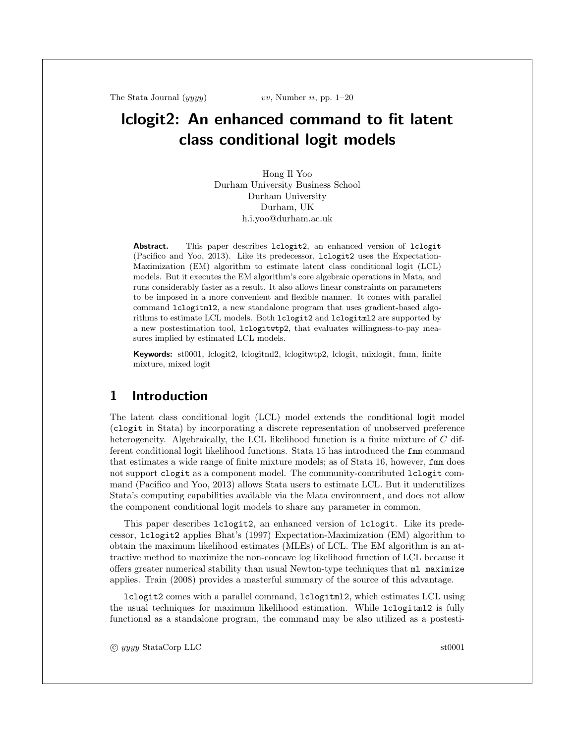# lclogit2: An enhanced command to fit latent class conditional logit models

Hong Il Yoo
Durham University Business School
Durham University
Durham, UK
h.i.yoo@durham.ac.uk

**Abstract.** This paper describes `lclogit2`, an enhanced version of `lclogit` (Pacifico and Yoo, 2013). Like its predecessor, `lclogit2` uses the Expectation-Maximization (EM) algorithm to estimate latent class conditional logit (LCL) models. But it executes the EM algorithm's core algebraic operations in Mata, and runs considerably faster as a result. It also allows linear constraints on parameters to be imposed in a more convenient and flexible manner. It comes with parallel command `lclogitml2`, a new standalone program that uses gradient-based algorithms to estimate LCL models. Both `lclogit2` and `lclogitml2` are supported by a new postestimation tool, `lclogitwtp2`, that evaluates willingness-to-pay measures implied by estimated LCL models.

**Keywords:** st0001, lclogit2, lclogitml2, lclogitwtp2, lclogit, mixlogit, fmm, finite mixture, mixed logit

## 1 Introduction

The latent class conditional logit (LCL) model extends the conditional logit model (`clogit` in Stata) by incorporating a discrete representation of unobserved preference heterogeneity. Algebraically, the LCL likelihood function is a finite mixture of $C$ different conditional logit likelihood functions. Stata 15 has introduced the `fmm` command that estimates a wide range of finite mixture models; as of Stata 16, however, `fmm` does not support `clogit` as a component model. The community-contributed `lclogit` command (Pacifico and Yoo, 2013) allows Stata users to estimate LCL. But it underutilizes Stata's computing capabilities available via the Mata environment, and does not allow the component conditional logit models to share any parameter in common.

This paper describes `lclogit2`, an enhanced version of `lclogit`. Like its predecessor, `lclogit2` applies Bhat's (1997) Expectation-Maximization (EM) algorithm to obtain the maximum likelihood estimates (MLEs) of LCL. The EM algorithm is an attractive method to maximize the non-concave log likelihood function of LCL because it offers greater numerical stability than usual Newton-type techniques that `ml maximize` applies. Train (2008) provides a masterful summary of the source of this advantage.

`lclogit2` comes with a parallel command, `lclogitml2`, which estimates LCL using the usual techniques for maximum likelihood estimation. While `lclogitml2` is fully functional as a standalone program, the command may be also utilized as a postesti-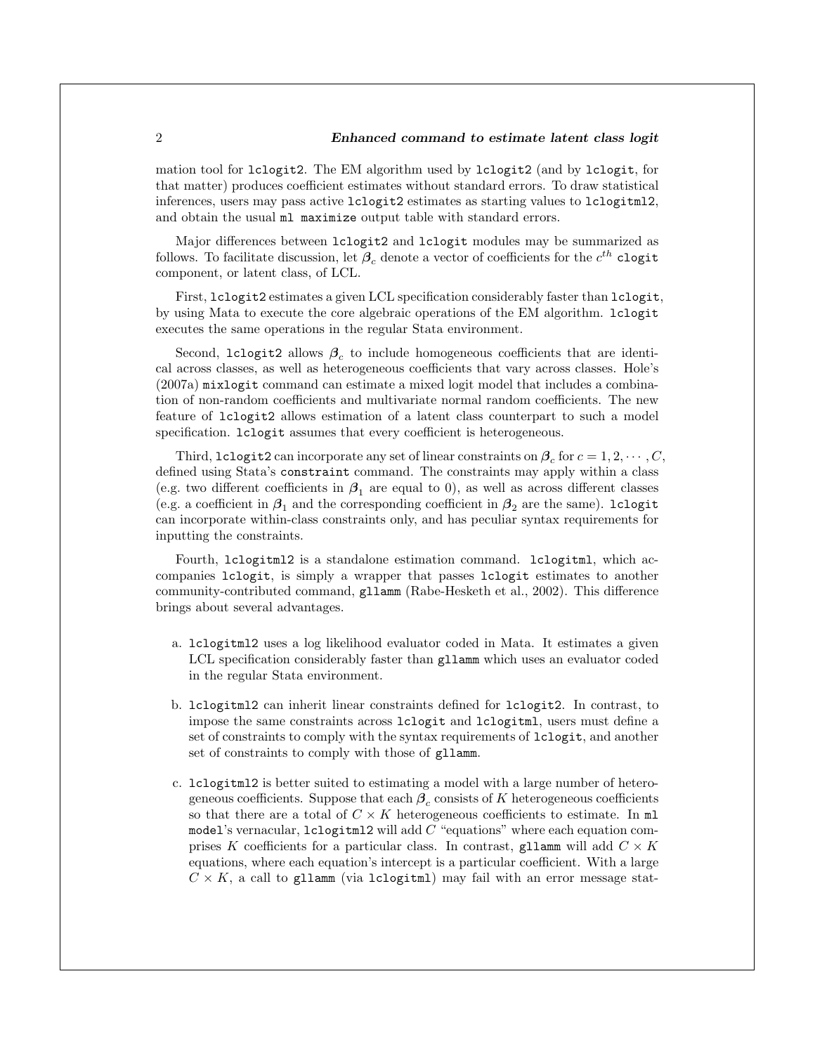mation tool for `lclogit2`. The EM algorithm used by `lclogit2` (and by `lclogit`, for that matter) produces coefficient estimates without standard errors. To draw statistical inferences, users may pass active `lclogit2` estimates as starting values to `lclogitml2`, and obtain the usual `ml maximize` output table with standard errors.

Major differences between `lclogit2` and `lclogit` modules may be summarized as follows. To facilitate discussion, let $\boldsymbol{\beta}_c$ denote a vector of coefficients for the $c^{th}$ `clogit` component, or latent class, of LCL.

First, `lclogit2` estimates a given LCL specification considerably faster than `lclogit`, by using Mata to execute the core algebraic operations of the EM algorithm. `lclogit` executes the same operations in the regular Stata environment.

Second, `lclogit2` allows $\boldsymbol{\beta}_c$ to include homogeneous coefficients that are identical across classes, as well as heterogeneous coefficients that vary across classes. Hole's (2007a) `mixlogit` command can estimate a mixed logit model that includes a combination of non-random coefficients and multivariate normal random coefficients. The new feature of `lclogit2` allows estimation of a latent class counterpart to such a model specification. `lclogit` assumes that every coefficient is heterogeneous.

Third, `lclogit2` can incorporate any set of linear constraints on $\boldsymbol{\beta}_c$ for $c = 1, 2, \cdots, C$, defined using Stata's `constraint` command. The constraints may apply within a class (e.g. two different coefficients in $\boldsymbol{\beta}_1$ are equal to 0), as well as across different classes (e.g. a coefficient in $\boldsymbol{\beta}_1$ and the corresponding coefficient in $\boldsymbol{\beta}_2$ are the same). `lclogit` can incorporate within-class constraints only, and has peculiar syntax requirements for inputting the constraints.

Fourth, `lclogitml2` is a standalone estimation command. `lclogitml`, which accompanies `lclogit`, is simply a wrapper that passes `lclogit` estimates to another community-contributed command, `gllamm` (Rabe-Hesketh et al., 2002). This difference brings about several advantages.

a. `lclogitml2` uses a log likelihood evaluator coded in Mata. It estimates a given LCL specification considerably faster than `gllamm` which uses an evaluator coded in the regular Stata environment.

b. `lclogitml2` can inherit linear constraints defined for `lclogit2`. In contrast, to impose the same constraints across `lclogit` and `lclogitml`, users must define a set of constraints to comply with the syntax requirements of `lclogit`, and another set of constraints to comply with those of `gllamm`.

c. `lclogitml2` is better suited to estimating a model with a large number of heterogeneous coefficients. Suppose that each $\boldsymbol{\beta}_c$ consists of $K$ heterogeneous coefficients so that there are a total of $C \times K$ heterogeneous coefficients to estimate. In `ml model`'s vernacular, `lclogitml2` will add $C$ "equations" where each equation comprises $K$ coefficients for a particular class. In contrast, `gllamm` will add $C \times K$ equations, where each equation's intercept is a particular coefficient. With a large $C \times K$, a call to `gllamm` (via `lclogitml`) may fail with an error message stat-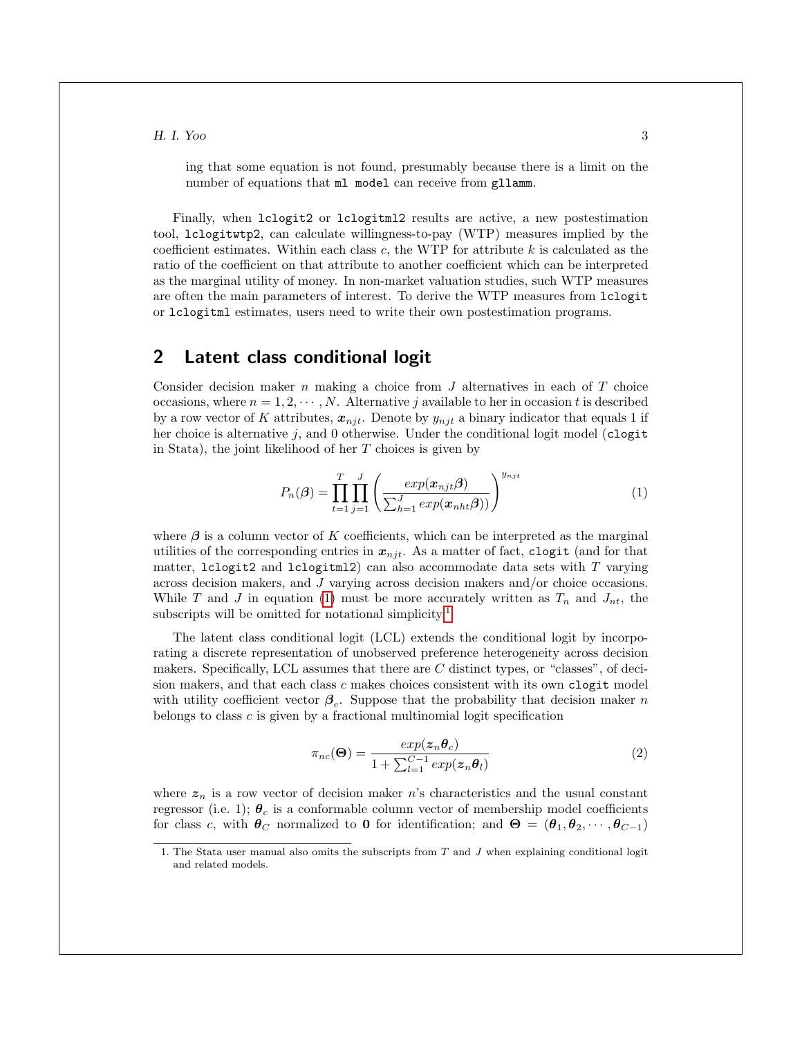ing that some equation is not found, presumably because there is a limit on the number of equations that `ml model` can receive from `gllamm`.

Finally, when `lclogit2` or `lclogitml2` results are active, a new postestimation tool, `lclogitwtp2`, can calculate willingness-to-pay (WTP) measures implied by the coefficient estimates. Within each class $c$, the WTP for attribute $k$ is calculated as the ratio of the coefficient on that attribute to another coefficient which can be interpreted as the marginal utility of money. In non-market valuation studies, such WTP measures are often the main parameters of interest. To derive the WTP measures from `lclogit` or `lclogitml` estimates, users need to write their own postestimation programs.

## 2 Latent class conditional logit

Consider decision maker $n$ making a choice from $J$ alternatives in each of $T$ choice occasions, where $n = 1, 2, \cdots, N$. Alternative $j$ available to her in occasion $t$ is described by a row vector of $K$ attributes, $\boldsymbol{x}_{njt}$. Denote by $y_{njt}$ a binary indicator that equals 1 if her choice is alternative $j$, and 0 otherwise. Under the conditional logit model (`clogit` in Stata), the joint likelihood of her $T$ choices is given by

$$P_n(\boldsymbol{\beta}) = \prod_{t=1}^{T} \prod_{j=1}^{J} \left( \frac{exp(\boldsymbol{x}_{njt}\boldsymbol{\beta})}{\sum_{h=1}^{J} exp(\boldsymbol{x}_{nht}\boldsymbol{\beta}))} \right)^{y_{njt}} \tag{1}$$

where $\boldsymbol{\beta}$ is a column vector of $K$ coefficients, which can be interpreted as the marginal utilities of the corresponding entries in $\boldsymbol{x}_{njt}$. As a matter of fact, `clogit` (and for that matter, `lclogit2` and `lclogitml2`) can also accommodate data sets with $T$ varying across decision makers, and $J$ varying across decision makers and/or choice occasions. While $T$ and $J$ in equation (1) must be more accurately written as $T_n$ and $J_{nt}$, the subscripts will be omitted for notational simplicity.[1]

The latent class conditional logit (LCL) extends the conditional logit by incorporating a discrete representation of unobserved preference heterogeneity across decision makers. Specifically, LCL assumes that there are $C$ distinct types, or "classes", of decision makers, and that each class $c$ makes choices consistent with its own `clogit` model with utility coefficient vector $\boldsymbol{\beta}_c$. Suppose that the probability that decision maker $n$ belongs to class $c$ is given by a fractional multinomial logit specification

$$\pi_{nc}(\boldsymbol{\Theta}) = \frac{exp(\boldsymbol{z}_n\boldsymbol{\theta}_c)}{1 + \sum_{l=1}^{C-1} exp(\boldsymbol{z}_n\boldsymbol{\theta}_l)} \tag{2}$$

where $\boldsymbol{z}_n$ is a row vector of decision maker $n$'s characteristics and the usual constant regressor (i.e. 1); $\boldsymbol{\theta}_c$ is a conformable column vector of membership model coefficients for class $c$, with $\boldsymbol{\theta}_C$ normalized to $\mathbf{0}$ for identification; and $\boldsymbol{\Theta} = (\boldsymbol{\theta}_1, \boldsymbol{\theta}_2, \cdots, \boldsymbol{\theta}_{C-1})$

1. The Stata user manual also omits the subscripts from $T$ and $J$ when explaining conditional logit and related models.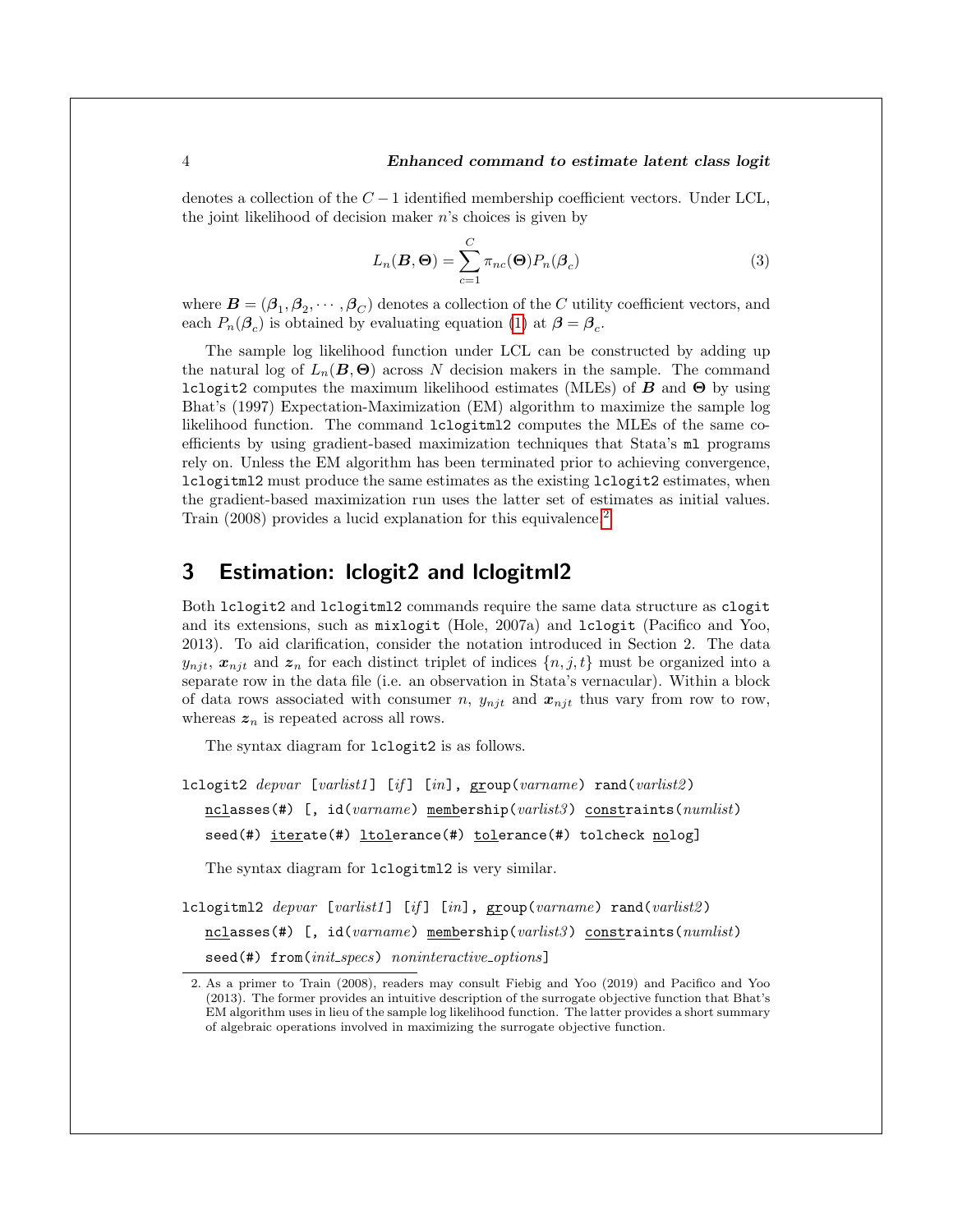denotes a collection of the $C-1$ identified membership coefficient vectors. Under LCL, the joint likelihood of decision maker $n$'s choices is given by

$$L_n(\boldsymbol{B}, \boldsymbol{\Theta}) = \sum_{c=1}^{C} \pi_{nc}(\boldsymbol{\Theta}) P_n(\boldsymbol{\beta}_c) \tag{3}$$

where $\boldsymbol{B} = (\boldsymbol{\beta}_1, \boldsymbol{\beta}_2, \cdots, \boldsymbol{\beta}_C)$ denotes a collection of the $C$ utility coefficient vectors, and each $P_n(\boldsymbol{\beta}_c)$ is obtained by evaluating equation (1) at $\boldsymbol{\beta} = \boldsymbol{\beta}_c$.

The sample log likelihood function under LCL can be constructed by adding up the natural log of $L_n(\boldsymbol{B}, \boldsymbol{\Theta})$ across $N$ decision makers in the sample. The command `lclogit2` computes the maximum likelihood estimates (MLEs) of $\boldsymbol{B}$ and $\boldsymbol{\Theta}$ by using Bhat's (1997) Expectation-Maximization (EM) algorithm to maximize the sample log likelihood function. The command `lclogitml2` computes the MLEs of the same coefficients by using gradient-based maximization techniques that Stata's `ml` programs rely on. Unless the EM algorithm has been terminated prior to achieving convergence, `lclogitml2` must produce the same estimates as the existing `lclogit2` estimates, when the gradient-based maximization run uses the latter set of estimates as initial values. Train (2008) provides a lucid explanation for this equivalence.[2]

## 3 Estimation: lclogit2 and lclogitml2

Both `lclogit2` and `lclogitml2` commands require the same data structure as `clogit` and its extensions, such as `mixlogit` (Hole, 2007a) and `lclogit` (Pacifico and Yoo, 2013). To aid clarification, consider the notation introduced in Section 2. The data $y_{njt}$, $\boldsymbol{x}_{njt}$ and $\boldsymbol{z}_n$ for each distinct triplet of indices $\{n, j, t\}$ must be organized into a separate row in the data file (i.e. an observation in Stata's vernacular). Within a block of data rows associated with consumer $n$, $y_{njt}$ and $\boldsymbol{x}_{njt}$ thus vary from row to row, whereas $\boldsymbol{z}_n$ is repeated across all rows.

The syntax diagram for `lclogit2` is as follows.

```
lclogit2 depvar [varlist1] [if] [in], group(varname) rand(varlist2)
   nclasses(#) [, id(varname) membership(varlist3) constraints(numlist)
   seed(#) iterate(#) ltolerance(#) tolerance(#) tolcheck nolog]
```

The syntax diagram for `lclogitml2` is very similar.

```
lclogitml2 depvar [varlist1] [if] [in], group(varname) rand(varlist2)
   nclasses(#) [, id(varname) membership(varlist3) constraints(numlist)
   seed(#) from(init_specs) noninteractive_options]
```

2. As a primer to Train (2008), readers may consult Fiebig and Yoo (2019) and Pacifico and Yoo (2013). The former provides an intuitive description of the surrogate objective function that Bhat's EM algorithm uses in lieu of the sample log likelihood function. The latter provides a short summary of algebraic operations involved in maximizing the surrogate objective function.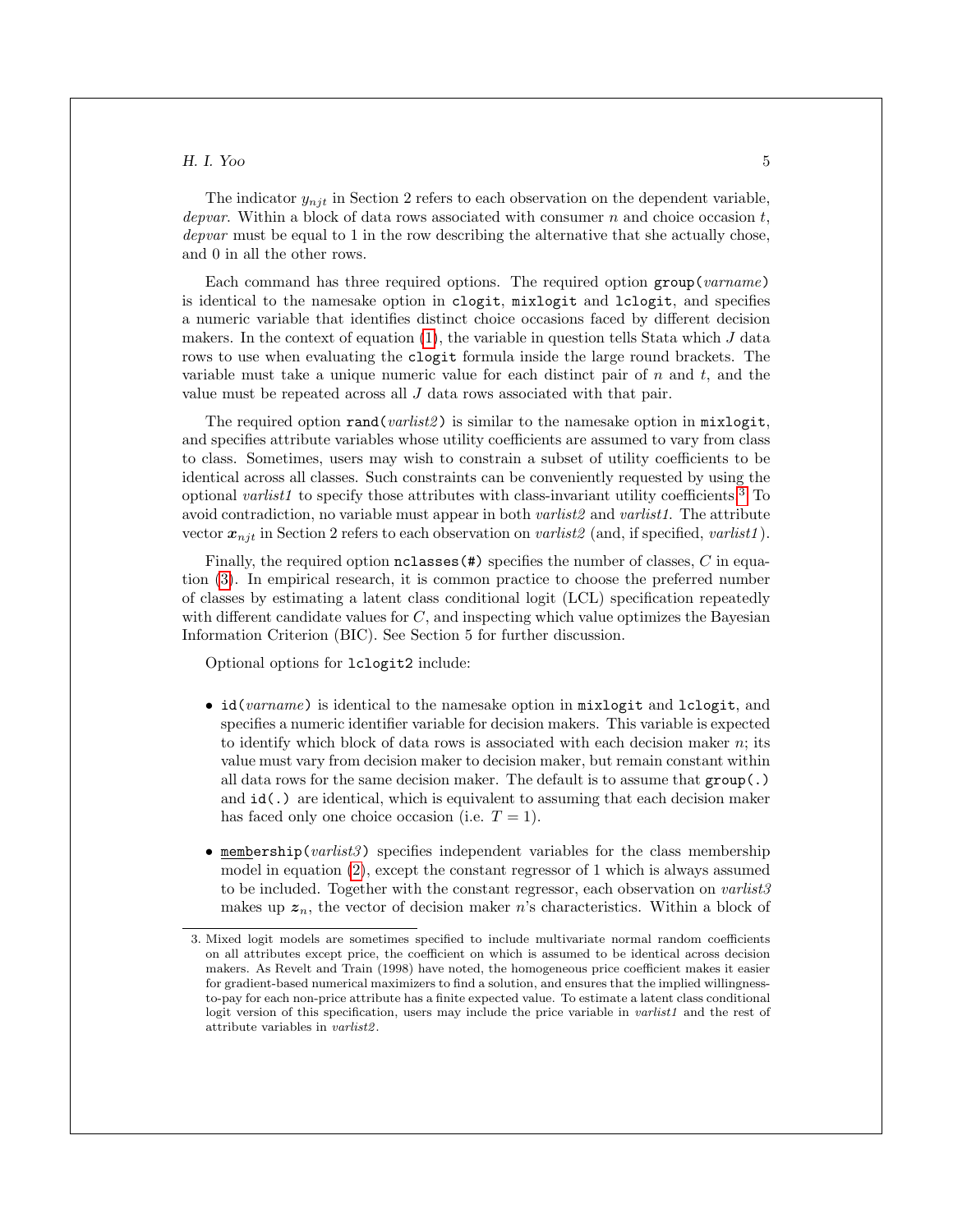The indicator $y_{njt}$ in Section 2 refers to each observation on the dependent variable, *depvar*. Within a block of data rows associated with consumer $n$ and choice occasion $t$, *depvar* must be equal to 1 in the row describing the alternative that she actually chose, and 0 in all the other rows.

Each command has three required options. The required option `group(`*varname*`)` is identical to the namesake option in `clogit`, `mixlogit` and `lclogit`, and specifies a numeric variable that identifies distinct choice occasions faced by different decision makers. In the context of equation (1), the variable in question tells Stata which $J$ data rows to use when evaluating the `clogit` formula inside the large round brackets. The variable must take a unique numeric value for each distinct pair of $n$ and $t$, and the value must be repeated across all $J$ data rows associated with that pair.

The required option `rand(`*varlist2*`)` is similar to the namesake option in `mixlogit`, and specifies attribute variables whose utility coefficients are assumed to vary from class to class. Sometimes, users may wish to constrain a subset of utility coefficients to be identical across all classes. Such constraints can be conveniently requested by using the optional *varlist1* to specify those attributes with class-invariant utility coefficients.[3] To avoid contradiction, no variable must appear in both *varlist2* and *varlist1*. The attribute vector $\boldsymbol{x}_{njt}$ in Section 2 refers to each observation on *varlist2* (and, if specified, *varlist1*).

Finally, the required option `nclasses(#)` specifies the number of classes, $C$ in equation (3). In empirical research, it is common practice to choose the preferred number of classes by estimating a latent class conditional logit (LCL) specification repeatedly with different candidate values for $C$, and inspecting which value optimizes the Bayesian Information Criterion (BIC). See Section 5 for further discussion.

Optional options for `lclogit2` include:

- `id(`*varname*`)` is identical to the namesake option in `mixlogit` and `lclogit`, and specifies a numeric identifier variable for decision makers. This variable is expected to identify which block of data rows is associated with each decision maker $n$; its value must vary from decision maker to decision maker, but remain constant within all data rows for the same decision maker. The default is to assume that `group(.)` and `id(.)` are identical, which is equivalent to assuming that each decision maker has faced only one choice occasion (i.e. $T = 1$).

- `membership(`*varlist3*`)` specifies independent variables for the class membership model in equation (2), except the constant regressor of 1 which is always assumed to be included. Together with the constant regressor, each observation on *varlist3* makes up $\boldsymbol{z}_n$, the vector of decision maker $n$'s characteristics. Within a block of

---

3. Mixed logit models are sometimes specified to include multivariate normal random coefficients on all attributes except price, the coefficient on which is assumed to be identical across decision makers. As Revelt and Train (1998) have noted, the homogeneous price coefficient makes it easier for gradient-based numerical maximizers to find a solution, and ensures that the implied willingness-to-pay for each non-price attribute has a finite expected value. To estimate a latent class conditional logit version of this specification, users may include the price variable in *varlist1* and the rest of attribute variables in *varlist2*.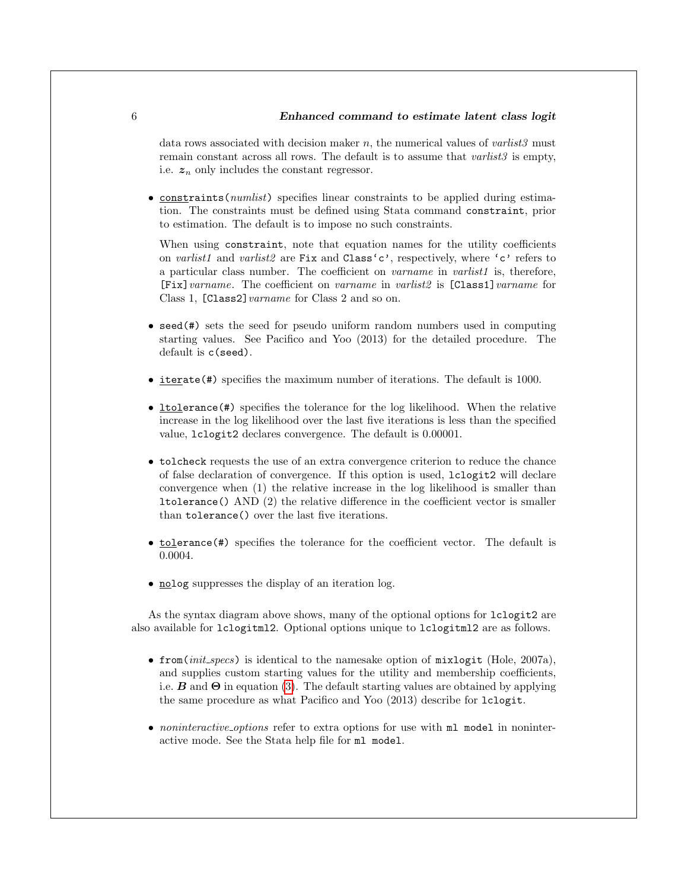data rows associated with decision maker $n$, the numerical values of *varlist3* must remain constant across all rows. The default is to assume that *varlist3* is empty, i.e. $\boldsymbol{z}_n$ only includes the constant regressor.

- `constraints(`*numlist*`)` specifies linear constraints to be applied during estimation. The constraints must be defined using Stata command `constraint`, prior to estimation. The default is to impose no such constraints.

  When using `constraint`, note that equation names for the utility coefficients on *varlist1* and *varlist2* are `Fix` and `Class`c'`, respectively, where `` `c' `` refers to a particular class number. The coefficient on *varname* in *varlist1* is, therefore, `[Fix]`*varname*. The coefficient on *varname* in *varlist2* is `[Class1]`*varname* for Class 1, `[Class2]`*varname* for Class 2 and so on.

- `seed(#)` sets the seed for pseudo uniform random numbers used in computing starting values. See Pacifico and Yoo (2013) for the detailed procedure. The default is `c(seed)`.

- `iterate(#)` specifies the maximum number of iterations. The default is 1000.

- `ltolerance(#)` specifies the tolerance for the log likelihood. When the relative increase in the log likelihood over the last five iterations is less than the specified value, `lclogit2` declares convergence. The default is 0.00001.

- `tolcheck` requests the use of an extra convergence criterion to reduce the chance of false declaration of convergence. If this option is used, `lclogit2` will declare convergence when (1) the relative increase in the log likelihood is smaller than `ltolerance()` AND (2) the relative difference in the coefficient vector is smaller than `tolerance()` over the last five iterations.

- `tolerance(#)` specifies the tolerance for the coefficient vector. The default is 0.0004.

- `nolog` suppresses the display of an iteration log.

As the syntax diagram above shows, many of the optional options for `lclogit2` are also available for `lclogitml2`. Optional options unique to `lclogitml2` are as follows.

- `from(`*init_specs*`)` is identical to the namesake option of `mixlogit` (Hole, 2007a), and supplies custom starting values for the utility and membership coefficients, i.e. $\boldsymbol{B}$ and $\boldsymbol{\Theta}$ in equation (3). The default starting values are obtained by applying the same procedure as what Pacifico and Yoo (2013) describe for `lclogit`.

- *noninteractive_options* refer to extra options for use with `ml model` in noninteractive mode. See the Stata help file for `ml model`.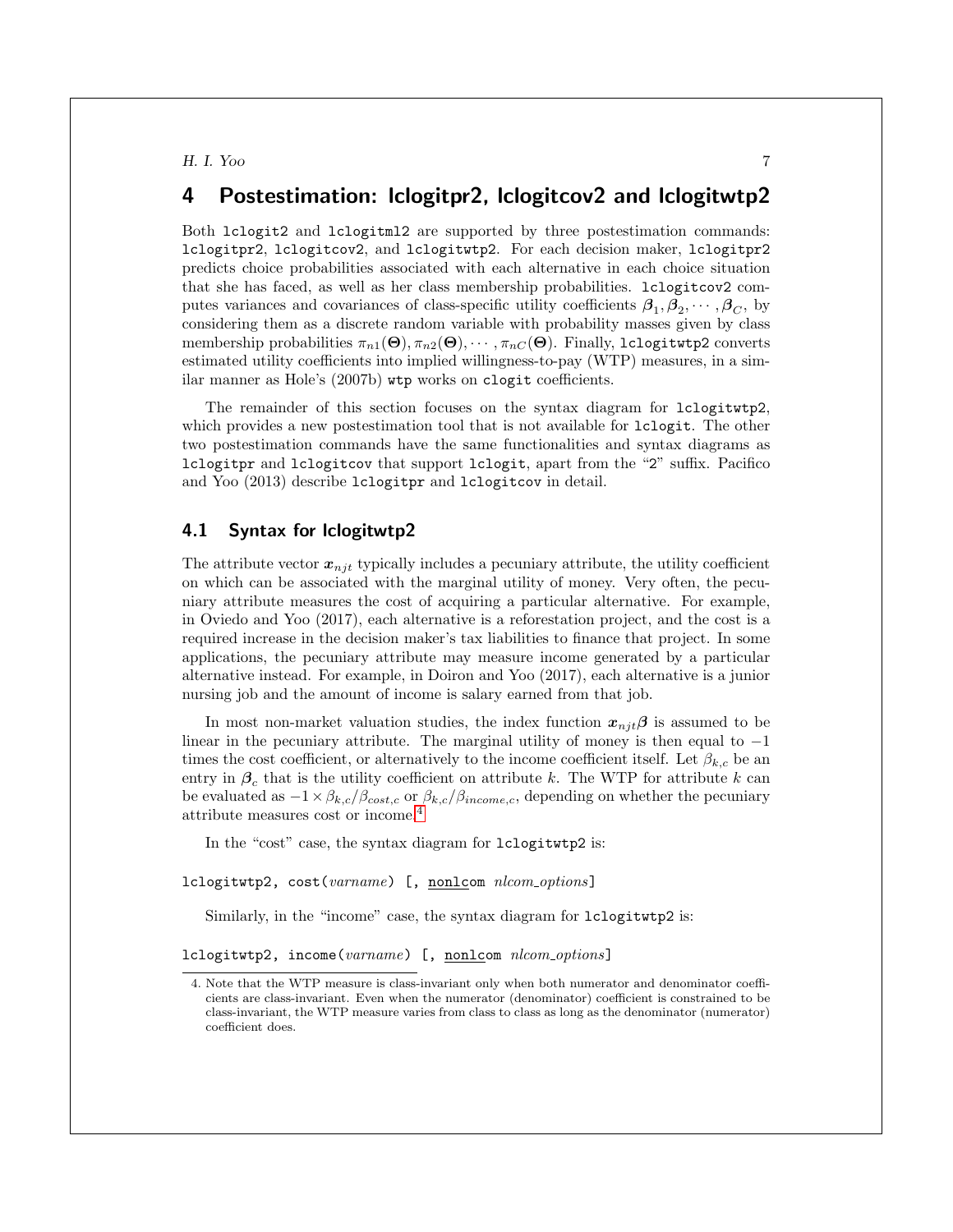## 4 Postestimation: lclogitpr2, lclogitcov2 and lclogitwtp2

Both `lclogit2` and `lclogitml2` are supported by three postestimation commands: `lclogitpr2`, `lclogitcov2`, and `lclogitwtp2`. For each decision maker, `lclogitpr2` predicts choice probabilities associated with each alternative in each choice situation that she has faced, as well as her class membership probabilities. `lclogitcov2` computes variances and covariances of class-specific utility coefficients $\boldsymbol{\beta}_1, \boldsymbol{\beta}_2, \cdots, \boldsymbol{\beta}_C$, by considering them as a discrete random variable with probability masses given by class membership probabilities $\pi_{n1}(\boldsymbol{\Theta}), \pi_{n2}(\boldsymbol{\Theta}), \cdots, \pi_{nC}(\boldsymbol{\Theta})$. Finally, `lclogitwtp2` converts estimated utility coefficients into implied willingness-to-pay (WTP) measures, in a similar manner as Hole's (2007b) `wtp` works on `clogit` coefficients.

The remainder of this section focuses on the syntax diagram for `lclogitwtp2`, which provides a new postestimation tool that is not available for `lclogit`. The other two postestimation commands have the same functionalities and syntax diagrams as `lclogitpr` and `lclogitcov` that support `lclogit`, apart from the "2" suffix. Pacifico and Yoo (2013) describe `lclogitpr` and `lclogitcov` in detail.

### 4.1 Syntax for lclogitwtp2

The attribute vector $\boldsymbol{x}_{njt}$ typically includes a pecuniary attribute, the utility coefficient on which can be associated with the marginal utility of money. Very often, the pecuniary attribute measures the cost of acquiring a particular alternative. For example, in Oviedo and Yoo (2017), each alternative is a reforestation project, and the cost is a required increase in the decision maker's tax liabilities to finance that project. In some applications, the pecuniary attribute may measure income generated by a particular alternative instead. For example, in Doiron and Yoo (2017), each alternative is a junior nursing job and the amount of income is salary earned from that job.

In most non-market valuation studies, the index function $\boldsymbol{x}_{njt}\boldsymbol{\beta}$ is assumed to be linear in the pecuniary attribute. The marginal utility of money is then equal to $-1$ times the cost coefficient, or alternatively to the income coefficient itself. Let $\beta_{k,c}$ be an entry in $\boldsymbol{\beta}_c$ that is the utility coefficient on attribute $k$. The WTP for attribute $k$ can be evaluated as $-1 \times \beta_{k,c}/\beta_{cost,c}$ or $\beta_{k,c}/\beta_{income,c}$, depending on whether the pecuniary attribute measures cost or income.[4]

In the "cost" case, the syntax diagram for `lclogitwtp2` is:

```
lclogitwtp2, cost(varname) [, nonlcom nlcom_options]
```

Similarly, in the "income" case, the syntax diagram for `lclogitwtp2` is:

```
lclogitwtp2, income(varname) [, nonlcom nlcom_options]
```

4. Note that the WTP measure is class-invariant only when both numerator and denominator coefficients are class-invariant. Even when the numerator (denominator) coefficient is constrained to be class-invariant, the WTP measure varies from class to class as long as the denominator (numerator) coefficient does.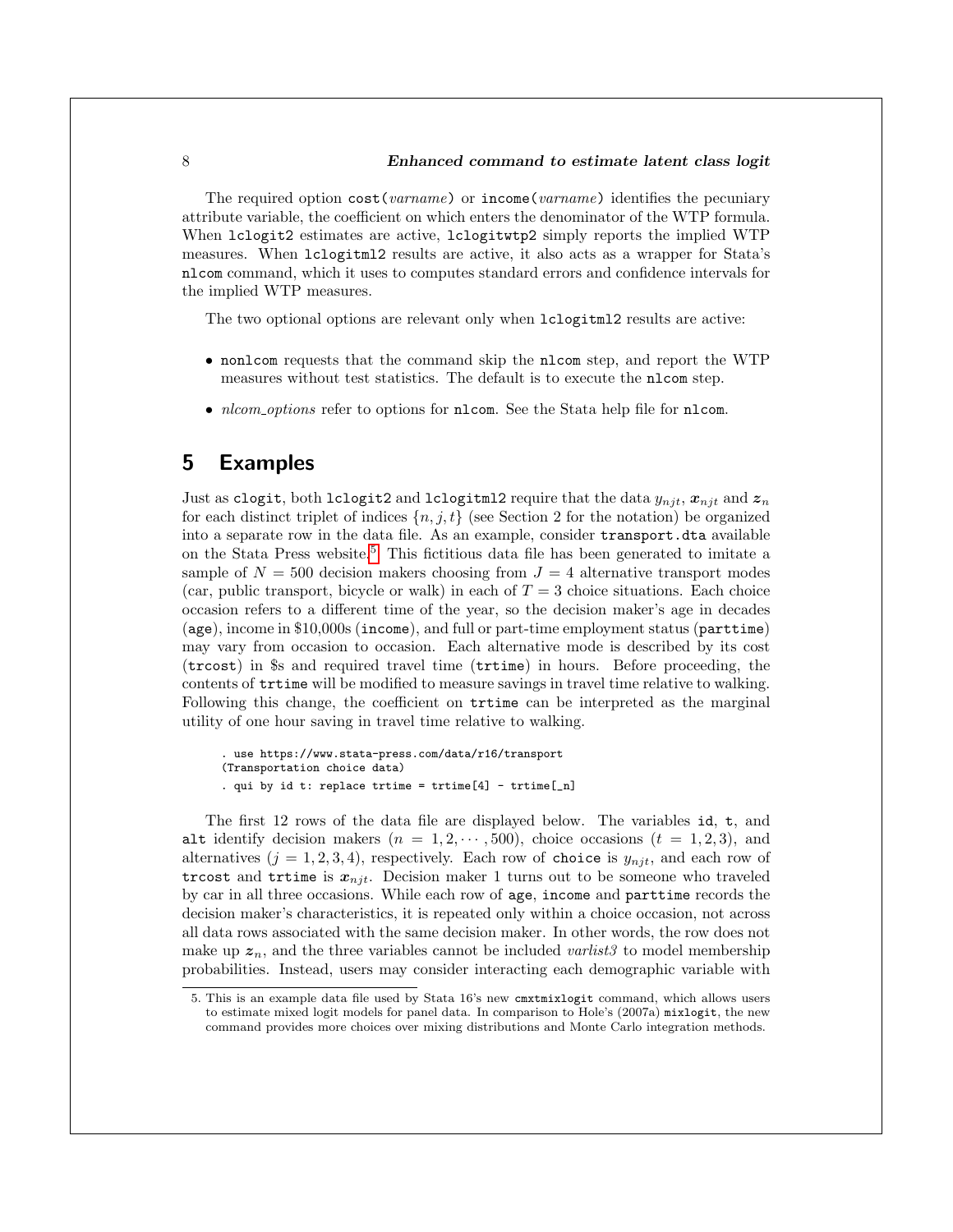The required option cost(*varname*) or income(*varname*) identifies the pecuniary attribute variable, the coefficient on which enters the denominator of the WTP formula. When lclogit2 estimates are active, lclogitwtp2 simply reports the implied WTP measures. When lclogitml2 results are active, it also acts as a wrapper for Stata's nlcom command, which it uses to computes standard errors and confidence intervals for the implied WTP measures.

The two optional options are relevant only when lclogitml2 results are active:

- nonlcom requests that the command skip the nlcom step, and report the WTP measures without test statistics. The default is to execute the nlcom step.
- *nlcom_options* refer to options for nlcom. See the Stata help file for nlcom.

## 5 Examples

Just as clogit, both lclogit2 and lclogitml2 require that the data $y_{njt}$, $\boldsymbol{x}_{njt}$ and $\boldsymbol{z}_n$ for each distinct triplet of indices $\{n, j, t\}$ (see Section 2 for the notation) be organized into a separate row in the data file. As an example, consider transport.dta available on the Stata Press website.[5] This fictitious data file has been generated to imitate a sample of $N = 500$ decision makers choosing from $J = 4$ alternative transport modes (car, public transport, bicycle or walk) in each of $T = 3$ choice situations. Each choice occasion refers to a different time of the year, so the decision maker's age in decades (age), income in \$10,000s (income), and full or part-time employment status (parttime) may vary from occasion to occasion. Each alternative mode is described by its cost (trcost) in \$s and required travel time (trtime) in hours. Before proceeding, the contents of trtime will be modified to measure savings in travel time relative to walking. Following this change, the coefficient on trtime can be interpreted as the marginal utility of one hour saving in travel time relative to walking.

```
. use https://www.stata-press.com/data/r16/transport
(Transportation choice data)
. qui by id t: replace trtime = trtime[4] - trtime[_n]
```

The first 12 rows of the data file are displayed below. The variables id, t, and alt identify decision makers ($n = 1, 2, \cdots, 500$), choice occasions ($t = 1, 2, 3$), and alternatives ($j = 1, 2, 3, 4$), respectively. Each row of choice is $y_{njt}$, and each row of trcost and trtime is $\boldsymbol{x}_{njt}$. Decision maker 1 turns out to be someone who traveled by car in all three occasions. While each row of age, income and parttime records the decision maker's characteristics, it is repeated only within a choice occasion, not across all data rows associated with the same decision maker. In other words, the row does not make up $\boldsymbol{z}_n$, and the three variables cannot be included *varlist3* to model membership probabilities. Instead, users may consider interacting each demographic variable with

5. This is an example data file used by Stata 16's new cmxtmixlogit command, which allows users to estimate mixed logit models for panel data. In comparison to Hole's (2007a) mixlogit, the new command provides more choices over mixing distributions and Monte Carlo integration methods.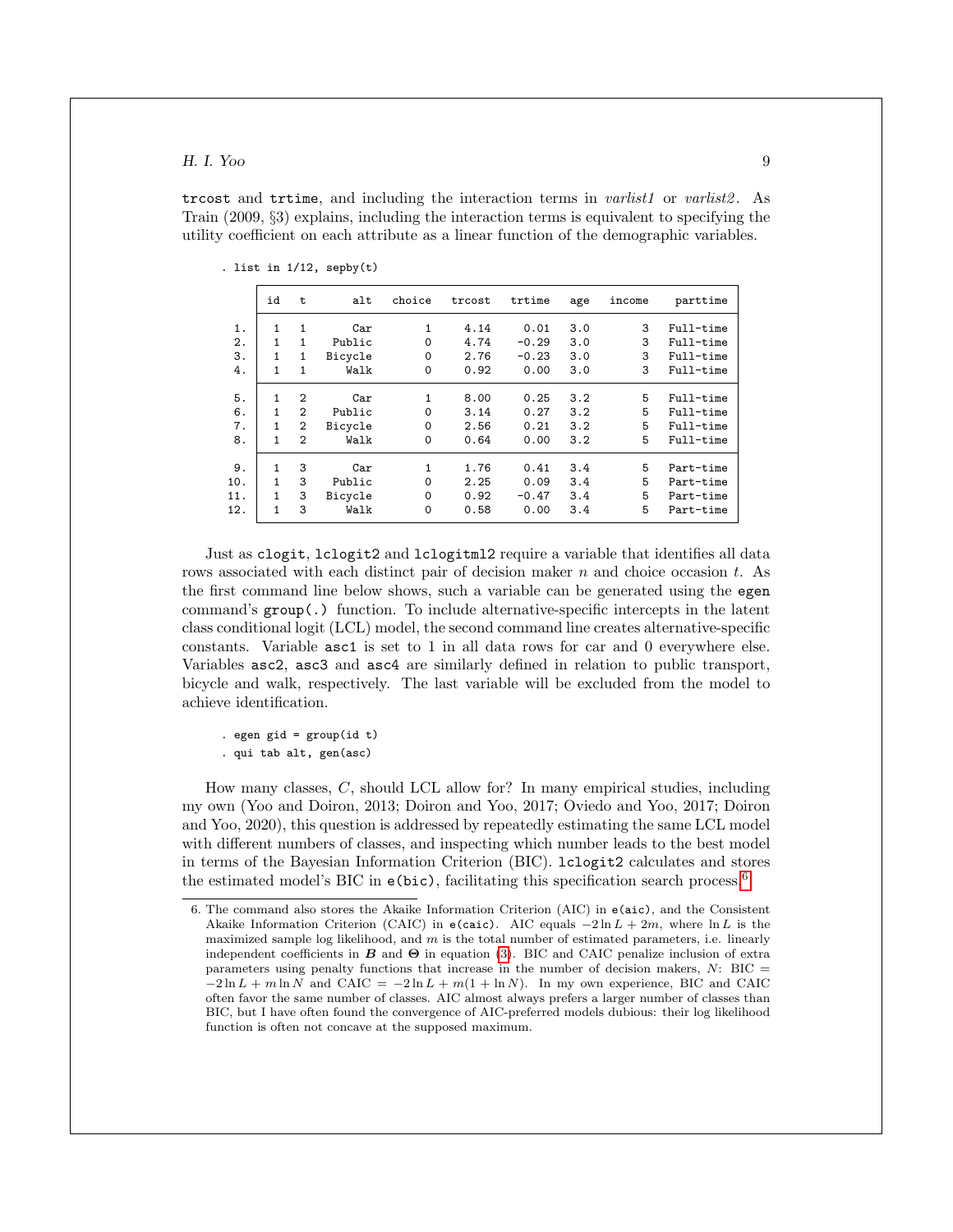trcost and trtime, and including the interaction terms in *varlist1* or *varlist2*. As Train (2009, §3) explains, including the interaction terms is equivalent to specifying the utility coefficient on each attribute as a linear function of the demographic variables.

```
. list in 1/12, sepby(t)
```

| | id | t | alt | choice | trcost | trtime | age | income | parttime |
|---|---|---|---|---|---|---|---|---|---|
| 1. | 1 | 1 | Car | 1 | 4.14 | 0.01 | 3.0 | 3 | Full-time |
| 2. | 1 | 1 | Public | 0 | 4.74 | −0.29 | 3.0 | 3 | Full-time |
| 3. | 1 | 1 | Bicycle | 0 | 2.76 | −0.23 | 3.0 | 3 | Full-time |
| 4. | 1 | 1 | Walk | 0 | 0.92 | 0.00 | 3.0 | 3 | Full-time |
| 5. | 1 | 2 | Car | 1 | 8.00 | 0.25 | 3.2 | 5 | Full-time |
| 6. | 1 | 2 | Public | 0 | 3.14 | 0.27 | 3.2 | 5 | Full-time |
| 7. | 1 | 2 | Bicycle | 0 | 2.56 | 0.21 | 3.2 | 5 | Full-time |
| 8. | 1 | 2 | Walk | 0 | 0.64 | 0.00 | 3.2 | 5 | Full-time |
| 9. | 1 | 3 | Car | 1 | 1.76 | 0.41 | 3.4 | 5 | Part-time |
| 10. | 1 | 3 | Public | 0 | 2.25 | 0.09 | 3.4 | 5 | Part-time |
| 11. | 1 | 3 | Bicycle | 0 | 0.92 | −0.47 | 3.4 | 5 | Part-time |
| 12. | 1 | 3 | Walk | 0 | 0.58 | 0.00 | 3.4 | 5 | Part-time |

Just as clogit, lclogit2 and lclogitml2 require a variable that identifies all data rows associated with each distinct pair of decision maker $n$ and choice occasion $t$. As the first command line below shows, such a variable can be generated using the egen command's group(.) function. To include alternative-specific intercepts in the latent class conditional logit (LCL) model, the second command line creates alternative-specific constants. Variable asc1 is set to 1 in all data rows for car and 0 everywhere else. Variables asc2, asc3 and asc4 are similarly defined in relation to public transport, bicycle and walk, respectively. The last variable will be excluded from the model to achieve identification.

```
. egen gid = group(id t)
. qui tab alt, gen(asc)
```

How many classes, $C$, should LCL allow for? In many empirical studies, including my own (Yoo and Doiron, 2013; Doiron and Yoo, 2017; Oviedo and Yoo, 2017; Doiron and Yoo, 2020), this question is addressed by repeatedly estimating the same LCL model with different numbers of classes, and inspecting which number leads to the best model in terms of the Bayesian Information Criterion (BIC). lclogit2 calculates and stores the estimated model's BIC in e(bic), facilitating this specification search process.[6]

---

6. The command also stores the Akaike Information Criterion (AIC) in e(aic), and the Consistent Akaike Information Criterion (CAIC) in e(caic). AIC equals $-2\ln L + 2m$, where $\ln L$ is the maximized sample log likelihood, and $m$ is the total number of estimated parameters, i.e. linearly independent coefficients in $\boldsymbol{B}$ and $\boldsymbol{\Theta}$ in equation (3). BIC and CAIC penalize inclusion of extra parameters using penalty functions that increase in the number of decision makers, $N$: BIC $= -2\ln L + m\ln N$ and CAIC $= -2\ln L + m(1 + \ln N)$. In my own experience, BIC and CAIC often favor the same number of classes. AIC almost always prefers a larger number of classes than BIC, but I have often found the convergence of AIC-preferred models dubious: their log likelihood function is often not concave at the supposed maximum.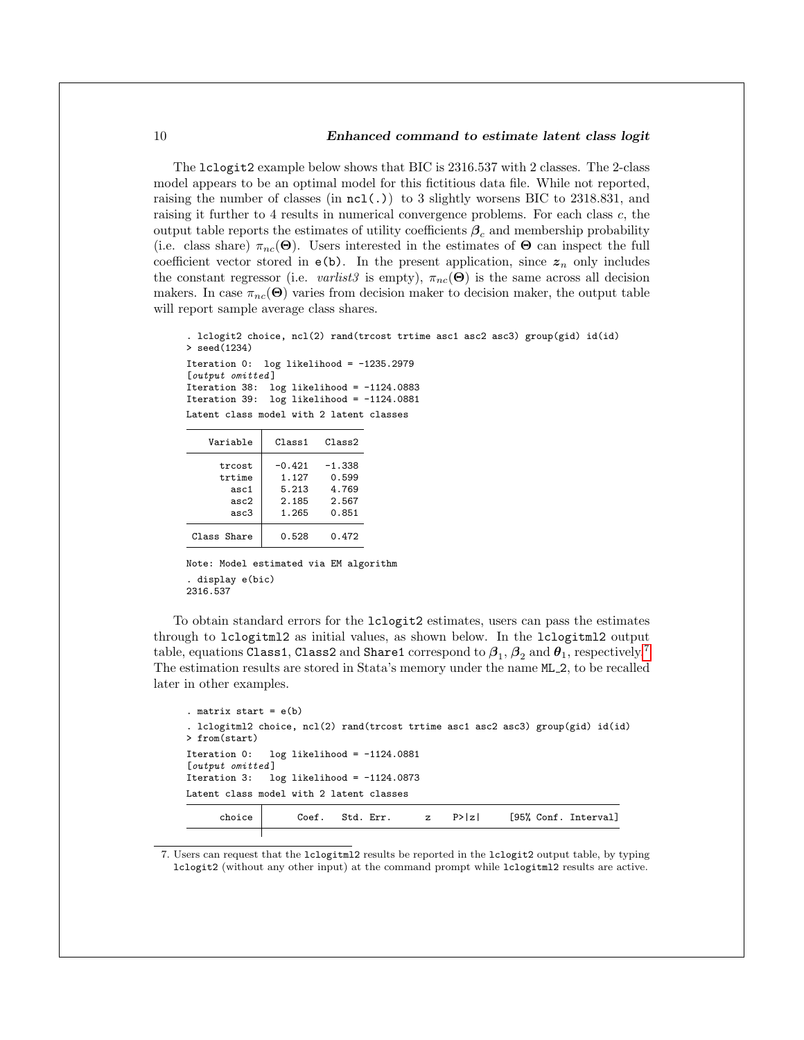The `lclogit2` example below shows that BIC is 2316.537 with 2 classes. The 2-class model appears to be an optimal model for this fictitious data file. While not reported, raising the number of classes (in `ncl(.)`) to 3 slightly worsens BIC to 2318.831, and raising it further to 4 results in numerical convergence problems. For each class $c$, the output table reports the estimates of utility coefficients $\boldsymbol{\beta}_c$ and membership probability (i.e. class share) $\pi_{nc}(\boldsymbol{\Theta})$. Users interested in the estimates of $\boldsymbol{\Theta}$ can inspect the full coefficient vector stored in `e(b)`. In the present application, since $\boldsymbol{z}_n$ only includes the constant regressor (i.e. *varlist3* is empty), $\pi_{nc}(\boldsymbol{\Theta})$ is the same across all decision makers. In case $\pi_{nc}(\boldsymbol{\Theta})$ varies from decision maker to decision maker, the output table will report sample average class shares.

```
. lclogit2 choice, ncl(2) rand(trcost trtime asc1 asc2 asc3) group(gid) id(id)
> seed(1234)
Iteration 0:  log likelihood = -1235.2979
[output omitted]
Iteration 38:  log likelihood = -1124.0883
Iteration 39:  log likelihood = -1124.0881
Latent class model with 2 latent classes

    Variable |  Class1   Class2
-------------+------------------
      trcost |  -0.421   -1.338
      trtime |   1.127    0.599
        asc1 |   5.213    4.769
        asc2 |   2.185    2.567
        asc3 |   1.265    0.851
-------------+------------------
 Class Share |   0.528    0.472

Note: Model estimated via EM algorithm
. display e(bic)
2316.537
```

To obtain standard errors for the `lclogit2` estimates, users can pass the estimates through to `lclogitml2` as initial values, as shown below. In the `lclogitml2` output table, equations `Class1`, `Class2` and `Share1` correspond to $\boldsymbol{\beta}_1$, $\boldsymbol{\beta}_2$ and $\boldsymbol{\theta}_1$, respectively.[7] The estimation results are stored in Stata's memory under the name `ML_2`, to be recalled later in other examples.

```
. matrix start = e(b)
. lclogitml2 choice, ncl(2) rand(trcost trtime asc1 asc2 asc3) group(gid) id(id)
> from(start)
Iteration 0:   log likelihood = -1124.0881
[output omitted]
Iteration 3:   log likelihood = -1124.0873
Latent class model with 2 latent classes

      choice |      Coef.   Std. Err.      z    P>|z|     [95% Conf. Interval]
-------------+----------------------------------------------------------------
```

7. Users can request that the `lclogitml2` results be reported in the `lclogit2` output table, by typing `lclogit2` (without any other input) at the command prompt while `lclogitml2` results are active.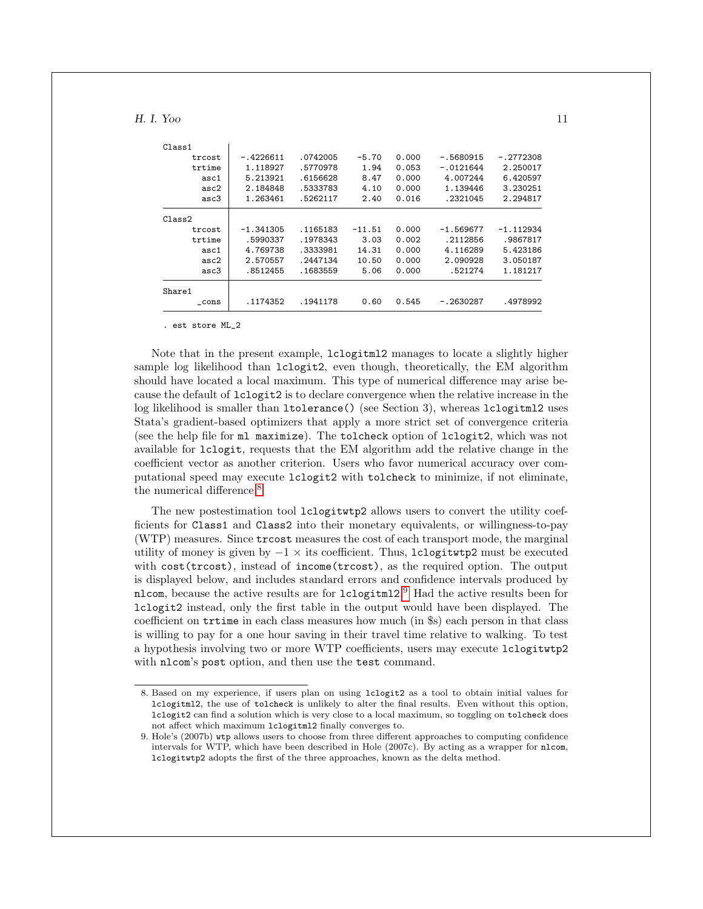```
Class1
       trcost   -.4226611   .0742005    -5.70   0.000    -.5680915   -.2772308
       trtime    1.118927   .5770978     1.94   0.053    -.0121644    2.250017
         asc1    5.213921   .6156628     8.47   0.000     4.007244    6.420597
         asc2    2.184848   .5333783     4.10   0.000     1.139446    3.230251
         asc3    1.263461   .5262117     2.40   0.016     .2321045    2.294817

Class2
       trcost   -1.341305   .1165183   -11.51   0.000    -1.569677   -1.112934
       trtime    .5990337   .1978343     3.03   0.002     .2112856    .9867817
         asc1    4.769738   .3333981    14.31   0.000     4.116289    5.423186
         asc2    2.570557   .2447134    10.50   0.000     2.090928    3.050187
         asc3    .8512455   .1683559     5.06   0.000      .521274    1.181217

Share1
        _cons    .1174352   .1941178     0.60   0.545    -.2630287    .4978992

. est store ML_2
```

Note that in the present example, `lclogitml2` manages to locate a slightly higher sample log likelihood than `lclogit2`, even though, theoretically, the EM algorithm should have located a local maximum. This type of numerical difference may arise because the default of `lclogit2` is to declare convergence when the relative increase in the log likelihood is smaller than `ltolerance()` (see Section 3), whereas `lclogitml2` uses Stata's gradient-based optimizers that apply a more strict set of convergence criteria (see the help file for `ml maximize`). The `tolcheck` option of `lclogit2`, which was not available for `lclogit`, requests that the EM algorithm add the relative change in the coefficient vector as another criterion. Users who favor numerical accuracy over computational speed may execute `lclogit2` with `tolcheck` to minimize, if not eliminate, the numerical difference.[8]

The new postestimation tool `lclogitwtp2` allows users to convert the utility coefficients for `Class1` and `Class2` into their monetary equivalents, or willingness-to-pay (WTP) measures. Since `trcost` measures the cost of each transport mode, the marginal utility of money is given by $-1 \times$ its coefficient. Thus, `lclogitwtp2` must be executed with `cost(trcost)`, instead of `income(trcost)`, as the required option. The output is displayed below, and includes standard errors and confidence intervals produced by `nlcom`, because the active results are for `lclogitml2`.[9] Had the active results been for `lclogit2` instead, only the first table in the output would have been displayed. The coefficient on `trtime` in each class measures how much (in $s) each person in that class is willing to pay for a one hour saving in their travel time relative to walking. To test a hypothesis involving two or more WTP coefficients, users may execute `lclogitwtp2` with `nlcom`'s `post` option, and then use the `test` command.

---

8. Based on my experience, if users plan on using `lclogit2` as a tool to obtain initial values for `lclogitml2`, the use of `tolcheck` is unlikely to alter the final results. Even without this option, `lclogit2` can find a solution which is very close to a local maximum, so toggling on `tolcheck` does not affect which maximum `lclogitml2` finally converges to.

9. Hole's (2007b) `wtp` allows users to choose from three different approaches to computing confidence intervals for WTP, which have been described in Hole (2007c). By acting as a wrapper for `nlcom`, `lclogitwtp2` adopts the first of the three approaches, known as the delta method.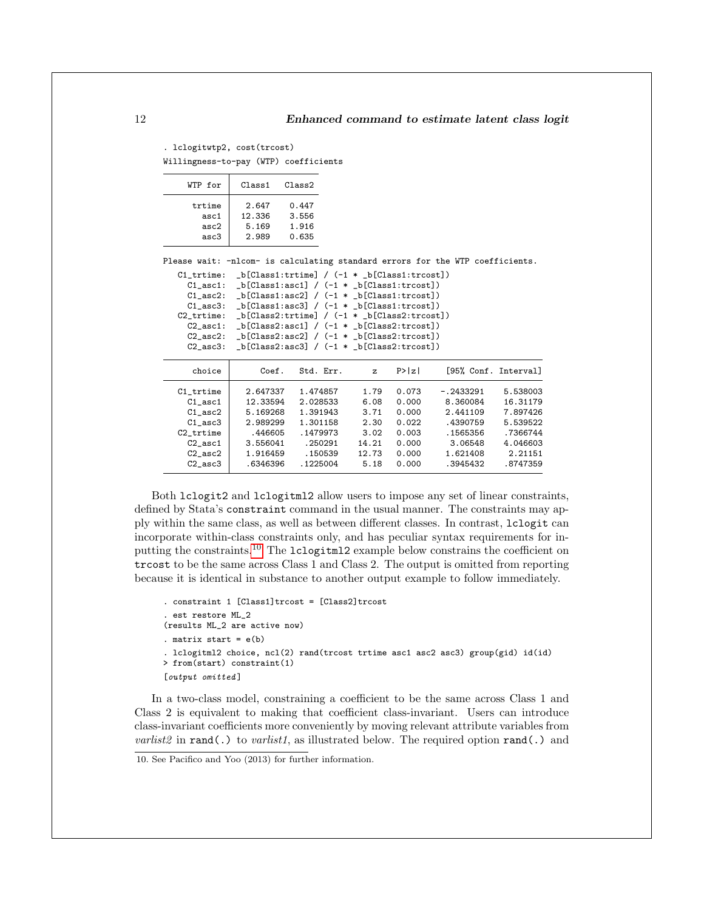```
. lclogitwtp2, cost(trcost)
Willingness-to-pay (WTP) coefficients

    WTP for |  Class1   Class2
------------+-------------------
     trtime |   2.647    0.447
       asc1 |  12.336    3.556
       asc2 |   5.169    1.916
       asc3 |   2.989    0.635

Please wait: -nlcom- is calculating standard errors for the WTP coefficients.
  C1_trtime:  _b[Class1:trtime] / (-1 * _b[Class1:trcost])
    C1_asc1:  _b[Class1:asc1] / (-1 * _b[Class1:trcost])
    C1_asc2:  _b[Class1:asc2] / (-1 * _b[Class1:trcost])
    C1_asc3:  _b[Class1:asc3] / (-1 * _b[Class1:trcost])
  C2_trtime:  _b[Class2:trtime] / (-1 * _b[Class2:trcost])
    C2_asc1:  _b[Class2:asc1] / (-1 * _b[Class2:trcost])
    C2_asc2:  _b[Class2:asc2] / (-1 * _b[Class2:trcost])
    C2_asc3:  _b[Class2:asc3] / (-1 * _b[Class2:trcost])

------------------------------------------------------------------------------
      choice |      Coef.   Std. Err.      z    P>|z|     [95% Conf. Interval]
-------------+----------------------------------------------------------------
   C1_trtime |   2.647337   1.474857     1.79   0.073    -.2433291    5.538003
     C1_asc1 |   12.33594   2.028533     6.08   0.000     8.360084    16.31179
     C1_asc2 |   5.169268   1.391943     3.71   0.000     2.441109    7.897426
     C1_asc3 |   2.989299   1.301158     2.30   0.022     .4390759    5.539522
   C2_trtime |    .446605   .1479973     3.02   0.003     .1565356    .7366744
     C2_asc1 |   3.556041    .250291    14.21   0.000      3.06548    4.046603
     C2_asc2 |   1.916459    .150539    12.73   0.000     1.621408     2.21151
     C2_asc3 |   .6346396   .1225004     5.18   0.000     .3945432    .8747359
------------------------------------------------------------------------------
```

Both `lclogit2` and `lclogitml2` allow users to impose any set of linear constraints, defined by Stata's `constraint` command in the usual manner. The constraints may apply within the same class, as well as between different classes. In contrast, `lclogit` can incorporate within-class constraints only, and has peculiar syntax requirements for inputting the constraints.[10] The `lclogitml2` example below constrains the coefficient on `trcost` to be the same across Class 1 and Class 2. The output is omitted from reporting because it is identical in substance to another output example to follow immediately.

```
. constraint 1 [Class1]trcost = [Class2]trcost
. est restore ML_2
(results ML_2 are active now)
. matrix start = e(b)
. lclogitml2 choice, ncl(2) rand(trcost trtime asc1 asc2 asc3) group(gid) id(id)
> from(start) constraint(1)
[output omitted]
```

In a two-class model, constraining a coefficient to be the same across Class 1 and Class 2 is equivalent to making that coefficient class-invariant. Users can introduce class-invariant coefficients more conveniently by moving relevant attribute variables from *varlist2* in `rand(.)` to *varlist1*, as illustrated below. The required option `rand(.)` and

10. See Pacifico and Yoo (2013) for further information.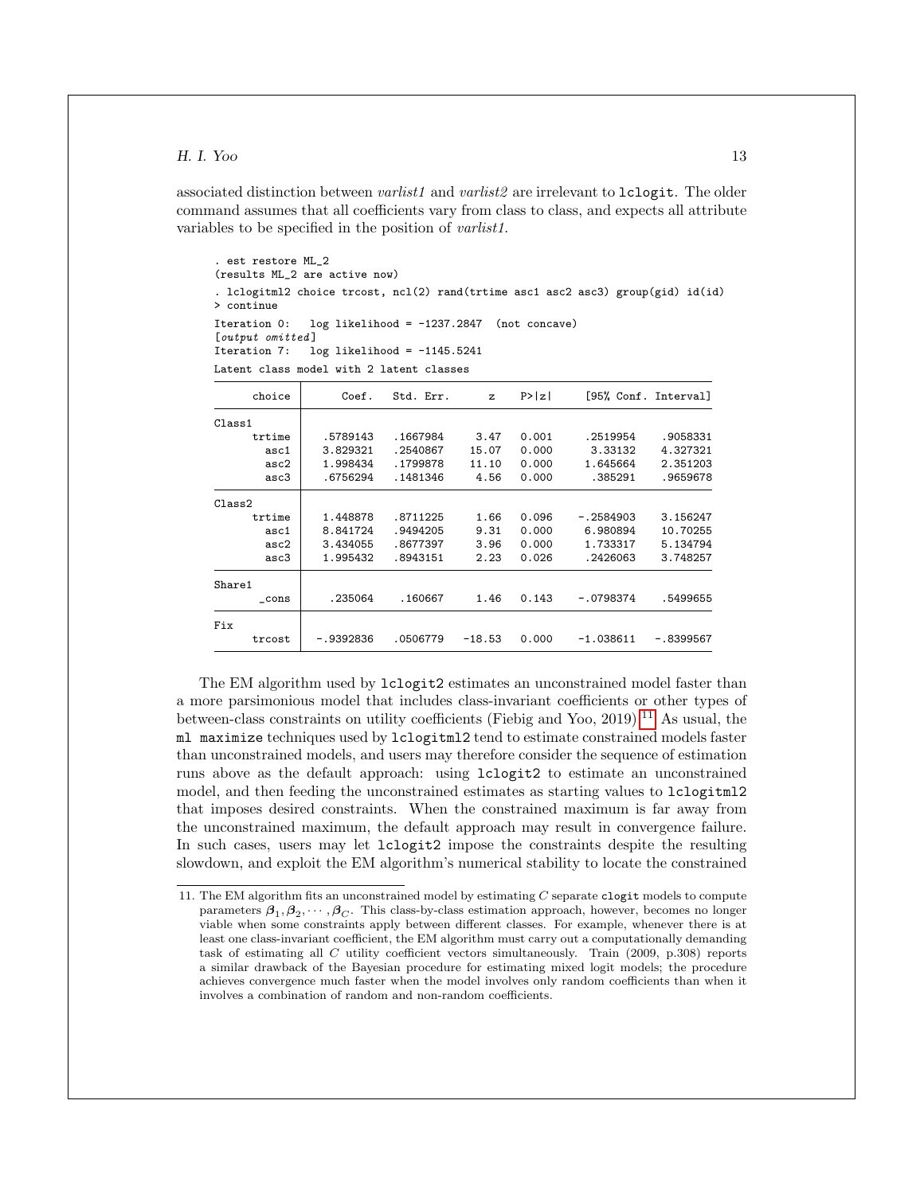associated distinction between *varlist1* and *varlist2* are irrelevant to `lclogit`. The older command assumes that all coefficients vary from class to class, and expects all attribute variables to be specified in the position of *varlist1*.

```
. est restore ML_2
(results ML_2 are active now)
. lclogitml2 choice trcost, ncl(2) rand(trtime asc1 asc2 asc3) group(gid) id(id)
> continue
Iteration 0:   log likelihood = -1237.2847  (not concave)
[output omitted]
Iteration 7:   log likelihood = -1145.5241
Latent class model with 2 latent classes
```

| choice | Coef. | Std. Err. | z | P>\|z\| | [95% Conf. | Interval] |
|---|---|---|---|---|---|---|
| **Class1** | | | | | | |
| trtime | .5789143 | .1667984 | 3.47 | 0.001 | .2519954 | .9058331 |
| asc1 | 3.829321 | .2540867 | 15.07 | 0.000 | 3.33132 | 4.327321 |
| asc2 | 1.998434 | .1799878 | 11.10 | 0.000 | 1.645664 | 2.351203 |
| asc3 | .6756294 | .1481346 | 4.56 | 0.000 | .385291 | .9659678 |
| **Class2** | | | | | | |
| trtime | 1.448878 | .8711225 | 1.66 | 0.096 | -.2584903 | 3.156247 |
| asc1 | 8.841724 | .9494205 | 9.31 | 0.000 | 6.980894 | 10.70255 |
| asc2 | 3.434055 | .8677397 | 3.96 | 0.000 | 1.733317 | 5.134794 |
| asc3 | 1.995432 | .8943151 | 2.23 | 0.026 | .2426063 | 3.748257 |
| **Share1** | | | | | | |
| _cons | .235064 | .160667 | 1.46 | 0.143 | -.0798374 | .5499655 |
| **Fix** | | | | | | |
| trcost | -.9392836 | .0506779 | -18.53 | 0.000 | -1.038611 | -.8399567 |

The EM algorithm used by `lclogit2` estimates an unconstrained model faster than a more parsimonious model that includes class-invariant coefficients or other types of between-class constraints on utility coefficients (Fiebig and Yoo, 2019).[11] As usual, the `ml maximize` techniques used by `lclogitml2` tend to estimate constrained models faster than unconstrained models, and users may therefore consider the sequence of estimation runs above as the default approach: using `lclogit2` to estimate an unconstrained model, and then feeding the unconstrained estimates as starting values to `lclogitml2` that imposes desired constraints. When the constrained maximum is far away from the unconstrained maximum, the default approach may result in convergence failure. In such cases, users may let `lclogit2` impose the constraints despite the resulting slowdown, and exploit the EM algorithm's numerical stability to locate the constrained

---

11. The EM algorithm fits an unconstrained model by estimating $C$ separate `clogit` models to compute parameters $\boldsymbol{\beta}_1, \boldsymbol{\beta}_2, \cdots, \boldsymbol{\beta}_C$. This class-by-class estimation approach, however, becomes no longer viable when some constraints apply between different classes. For example, whenever there is at least one class-invariant coefficient, the EM algorithm must carry out a computationally demanding task of estimating all $C$ utility coefficient vectors simultaneously. Train (2009, p.308) reports a similar drawback of the Bayesian procedure for estimating mixed logit models; the procedure achieves convergence much faster when the model involves only random coefficients than when it involves a combination of random and non-random coefficients.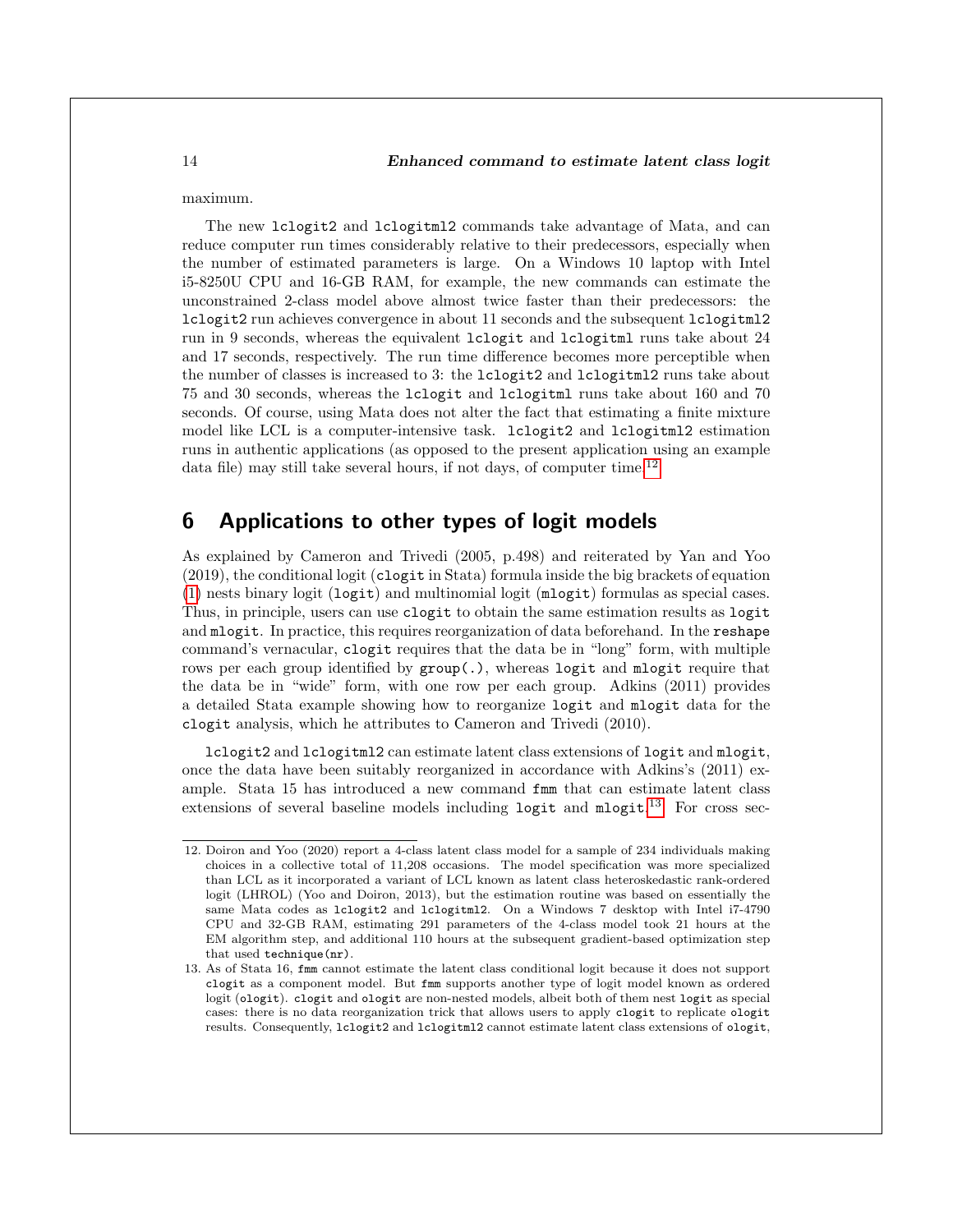maximum.

The new `lclogit2` and `lclogitml2` commands take advantage of Mata, and can reduce computer run times considerably relative to their predecessors, especially when the number of estimated parameters is large. On a Windows 10 laptop with Intel i5-8250U CPU and 16-GB RAM, for example, the new commands can estimate the unconstrained 2-class model above almost twice faster than their predecessors: the `lclogit2` run achieves convergence in about 11 seconds and the subsequent `lclogitml2` run in 9 seconds, whereas the equivalent `lclogit` and `lclogitml` runs take about 24 and 17 seconds, respectively. The run time difference becomes more perceptible when the number of classes is increased to 3: the `lclogit2` and `lclogitml2` runs take about 75 and 30 seconds, whereas the `lclogit` and `lclogitml` runs take about 160 and 70 seconds. Of course, using Mata does not alter the fact that estimating a finite mixture model like LCL is a computer-intensive task. `lclogit2` and `lclogitml2` estimation runs in authentic applications (as opposed to the present application using an example data file) may still take several hours, if not days, of computer time.[12]

## 6 Applications to other types of logit models

As explained by Cameron and Trivedi (2005, p.498) and reiterated by Yan and Yoo (2019), the conditional logit (`clogit` in Stata) formula inside the big brackets of equation (1) nests binary logit (`logit`) and multinomial logit (`mlogit`) formulas as special cases. Thus, in principle, users can use `clogit` to obtain the same estimation results as `logit` and `mlogit`. In practice, this requires reorganization of data beforehand. In the `reshape` command's vernacular, `clogit` requires that the data be in "long" form, with multiple rows per each group identified by `group(.)`, whereas `logit` and `mlogit` require that the data be in "wide" form, with one row per each group. Adkins (2011) provides a detailed Stata example showing how to reorganize `logit` and `mlogit` data for the `clogit` analysis, which he attributes to Cameron and Trivedi (2010).

`lclogit2` and `lclogitml2` can estimate latent class extensions of `logit` and `mlogit`, once the data have been suitably reorganized in accordance with Adkins's (2011) example. Stata 15 has introduced a new command `fmm` that can estimate latent class extensions of several baseline models including `logit` and `mlogit`.[13] For cross sec-

---

12. Doiron and Yoo (2020) report a 4-class latent class model for a sample of 234 individuals making choices in a collective total of 11,208 occasions. The model specification was more specialized than LCL as it incorporated a variant of LCL known as latent class heteroskedastic rank-ordered logit (LHROL) (Yoo and Doiron, 2013), but the estimation routine was based on essentially the same Mata codes as `lclogit2` and `lclogitml2`. On a Windows 7 desktop with Intel i7-4790 CPU and 32-GB RAM, estimating 291 parameters of the 4-class model took 21 hours at the EM algorithm step, and additional 110 hours at the subsequent gradient-based optimization step that used `technique(nr)`.

13. As of Stata 16, `fmm` cannot estimate the latent class conditional logit because it does not support `clogit` as a component model. But `fmm` supports another type of logit model known as ordered logit (`ologit`). `clogit` and `ologit` are non-nested models, albeit both of them nest `logit` as special cases: there is no data reorganization trick that allows users to apply `clogit` to replicate `ologit` results. Consequently, `lclogit2` and `lclogitml2` cannot estimate latent class extensions of `ologit`,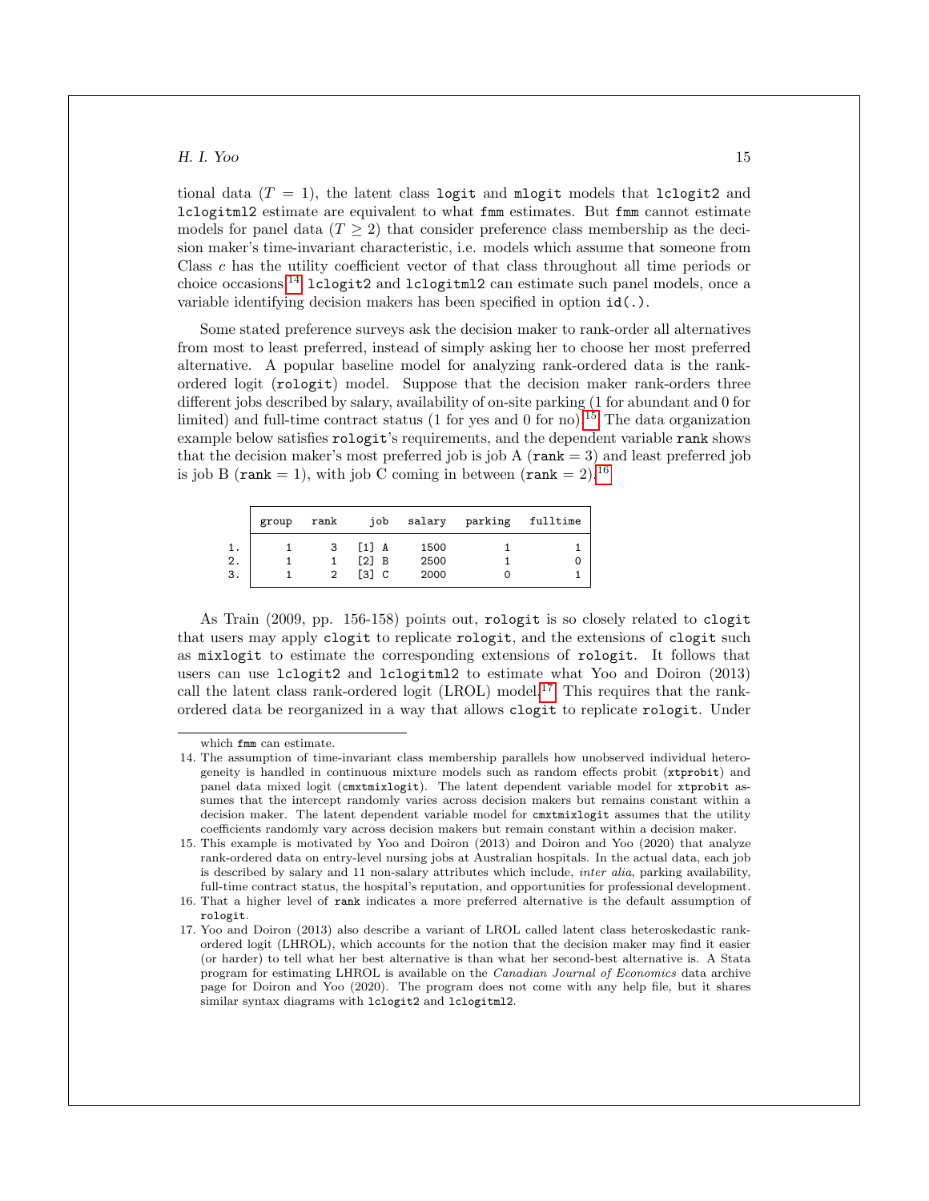tional data ($T = 1$), the latent class `logit` and `mlogit` models that `lclogit2` and `lclogitml2` estimate are equivalent to what `fmm` estimates. But `fmm` cannot estimate models for panel data ($T \geq 2$) that consider preference class membership as the decision maker's time-invariant characteristic, i.e. models which assume that someone from Class $c$ has the utility coefficient vector of that class throughout all time periods or choice occasions.[14] `lclogit2` and `lclogitml2` can estimate such panel models, once a variable identifying decision makers has been specified in option `id(.)`.

Some stated preference surveys ask the decision maker to rank-order all alternatives from most to least preferred, instead of simply asking her to choose her most preferred alternative. A popular baseline model for analyzing rank-ordered data is the rank-ordered logit (`rologit`) model. Suppose that the decision maker rank-orders three different jobs described by salary, availability of on-site parking (1 for abundant and 0 for limited) and full-time contract status (1 for yes and 0 for no).[15] The data organization example below satisfies `rologit`'s requirements, and the dependent variable `rank` shows that the decision maker's most preferred job is job A (`rank` = 3) and least preferred job is job B (`rank` = 1), with job C coming in between (`rank` = 2).[16]

| | group | rank | job | salary | parking | fulltime |
|---|---|---|---|---|---|---|
| 1. | 1 | 3 | [1] A | 1500 | 1 | 1 |
| 2. | 1 | 1 | [2] B | 2500 | 1 | 0 |
| 3. | 1 | 2 | [3] C | 2000 | 0 | 1 |

As Train (2009, pp. 156-158) points out, `rologit` is so closely related to `clogit` that users may apply `clogit` to replicate `rologit`, and the extensions of `clogit` such as `mixlogit` to estimate the corresponding extensions of `rologit`. It follows that users can use `lclogit2` and `lclogitml2` to estimate what Yoo and Doiron (2013) call the latent class rank-ordered logit (LROL) model.[17] This requires that the rank-ordered data be reorganized in a way that allows `clogit` to replicate `rologit`. Under

---

which `fmm` can estimate.

14. The assumption of time-invariant class membership parallels how unobserved individual heterogeneity is handled in continuous mixture models such as random effects probit (`xtprobit`) and panel data mixed logit (`cmxtmixlogit`). The latent dependent variable model for `xtprobit` assumes that the intercept randomly varies across decision makers but remains constant within a decision maker. The latent dependent variable model for `cmxtmixlogit` assumes that the utility coefficients randomly vary across decision makers but remain constant within a decision maker.
15. This example is motivated by Yoo and Doiron (2013) and Doiron and Yoo (2020) that analyze rank-ordered data on entry-level nursing jobs at Australian hospitals. In the actual data, each job is described by salary and 11 non-salary attributes which include, *inter alia*, parking availability, full-time contract status, the hospital's reputation, and opportunities for professional development.
16. That a higher level of `rank` indicates a more preferred alternative is the default assumption of `rologit`.
17. Yoo and Doiron (2013) also describe a variant of LROL called latent class heteroskedastic rank-ordered logit (LHROL), which accounts for the notion that the decision maker may find it easier (or harder) to tell what her best alternative is than what her second-best alternative is. A Stata program for estimating LHROL is available on the *Canadian Journal of Economics* data archive page for Doiron and Yoo (2020). The program does not come with any help file, but it shares similar syntax diagrams with `lclogit2` and `lclogitml2`.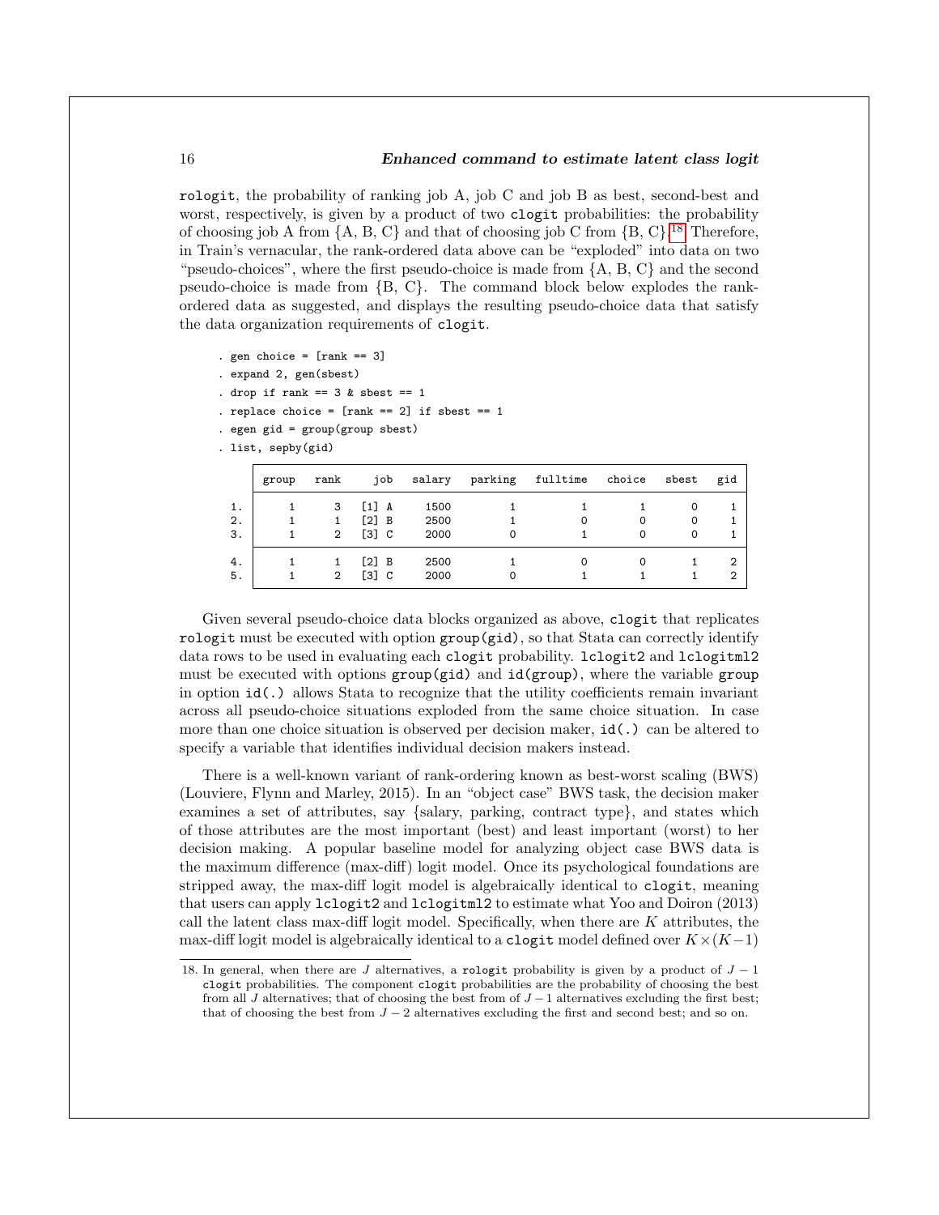rologit, the probability of ranking job A, job C and job B as best, second-best and worst, respectively, is given by a product of two clogit probabilities: the probability of choosing job A from {A, B, C} and that of choosing job C from {B, C}.[18] Therefore, in Train's vernacular, the rank-ordered data above can be "exploded" into data on two "pseudo-choices", where the first pseudo-choice is made from {A, B, C} and the second pseudo-choice is made from {B, C}. The command block below explodes the rank-ordered data as suggested, and displays the resulting pseudo-choice data that satisfy the data organization requirements of clogit.

```
. gen choice = [rank == 3]
. expand 2, gen(sbest)
. drop if rank == 3 & sbest == 1
. replace choice = [rank == 2] if sbest == 1
. egen gid = group(group sbest)
. list, sepby(gid)
```

| | group | rank | job | salary | parking | fulltime | choice | sbest | gid |
|---|---|---|---|---|---|---|---|---|---|
| 1. | 1 | 3 | [1] A | 1500 | 1 | 1 | 1 | 0 | 1 |
| 2. | 1 | 1 | [2] B | 2500 | 1 | 0 | 0 | 0 | 1 |
| 3. | 1 | 2 | [3] C | 2000 | 0 | 1 | 0 | 0 | 1 |
| 4. | 1 | 1 | [2] B | 2500 | 1 | 0 | 0 | 1 | 2 |
| 5. | 1 | 2 | [3] C | 2000 | 0 | 1 | 1 | 1 | 2 |

Given several pseudo-choice data blocks organized as above, clogit that replicates rologit must be executed with option group(gid), so that Stata can correctly identify data rows to be used in evaluating each clogit probability. lclogit2 and lclogitml2 must be executed with options group(gid) and id(group), where the variable group in option id(.) allows Stata to recognize that the utility coefficients remain invariant across all pseudo-choice situations exploded from the same choice situation. In case more than one choice situation is observed per decision maker, id(.) can be altered to specify a variable that identifies individual decision makers instead.

There is a well-known variant of rank-ordering known as best-worst scaling (BWS) (Louviere, Flynn and Marley, 2015). In an "object case" BWS task, the decision maker examines a set of attributes, say {salary, parking, contract type}, and states which of those attributes are the most important (best) and least important (worst) to her decision making. A popular baseline model for analyzing object case BWS data is the maximum difference (max-diff) logit model. Once its psychological foundations are stripped away, the max-diff logit model is algebraically identical to clogit, meaning that users can apply lclogit2 and lclogitml2 to estimate what Yoo and Doiron (2013) call the latent class max-diff logit model. Specifically, when there are $K$ attributes, the max-diff logit model is algebraically identical to a clogit model defined over $K \times (K-1)$

18. In general, when there are $J$ alternatives, a rologit probability is given by a product of $J-1$ clogit probabilities. The component clogit probabilities are the probability of choosing the best from all $J$ alternatives; that of choosing the best from of $J-1$ alternatives excluding the first best; that of choosing the best from $J-2$ alternatives excluding the first and second best; and so on.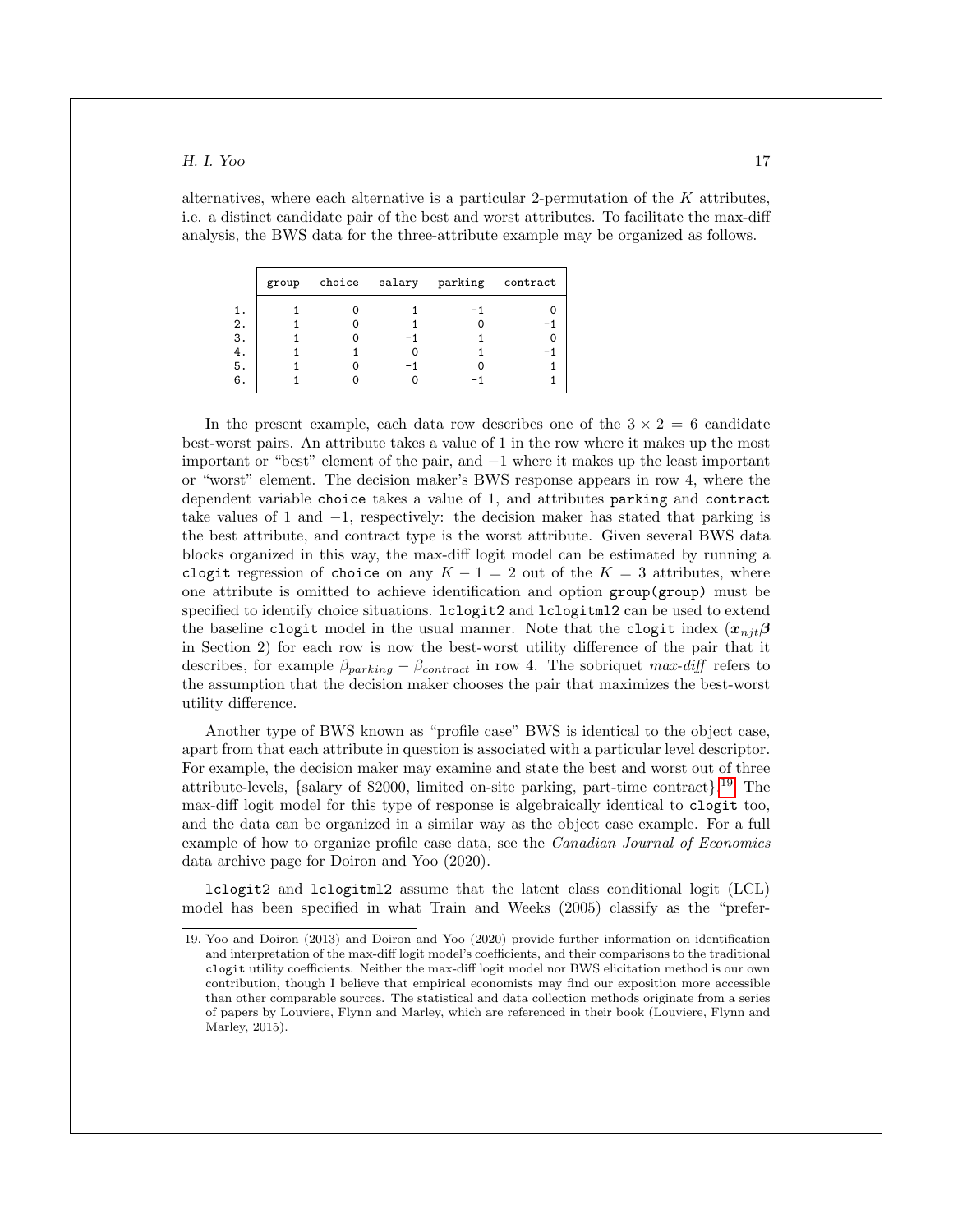alternatives, where each alternative is a particular 2-permutation of the $K$ attributes, i.e. a distinct candidate pair of the best and worst attributes. To facilitate the max-diff analysis, the BWS data for the three-attribute example may be organized as follows.

| | group | choice | salary | parking | contract |
|---|---|---|---|---|---|
| 1. | 1 | 0 | 1 | −1 | 0 |
| 2. | 1 | 0 | 1 | 0 | −1 |
| 3. | 1 | 0 | −1 | 1 | 0 |
| 4. | 1 | 1 | 0 | 1 | −1 |
| 5. | 1 | 0 | −1 | 0 | 1 |
| 6. | 1 | 0 | 0 | −1 | 1 |

In the present example, each data row describes one of the $3 \times 2 = 6$ candidate best-worst pairs. An attribute takes a value of 1 in the row where it makes up the most important or "best" element of the pair, and $-1$ where it makes up the least important or "worst" element. The decision maker's BWS response appears in row 4, where the dependent variable `choice` takes a value of 1, and attributes `parking` and `contract` take values of 1 and $-1$, respectively: the decision maker has stated that parking is the best attribute, and contract type is the worst attribute. Given several BWS data blocks organized in this way, the max-diff logit model can be estimated by running a `clogit` regression of `choice` on any $K - 1 = 2$ out of the $K = 3$ attributes, where one attribute is omitted to achieve identification and option `group(group)` must be specified to identify choice situations. `lclogit2` and `lclogitml2` can be used to extend the baseline `clogit` model in the usual manner. Note that the `clogit` index ($\boldsymbol{x}_{njt}\boldsymbol{\beta}$ in Section 2) for each row is now the best-worst utility difference of the pair that it describes, for example $\beta_{parking} - \beta_{contract}$ in row 4. The sobriquet *max-diff* refers to the assumption that the decision maker chooses the pair that maximizes the best-worst utility difference.

Another type of BWS known as "profile case" BWS is identical to the object case, apart from that each attribute in question is associated with a particular level descriptor. For example, the decision maker may examine and state the best and worst out of three attribute-levels, {salary of \$2000, limited on-site parking, part-time contract}.[19] The max-diff logit model for this type of response is algebraically identical to `clogit` too, and the data can be organized in a similar way as the object case example. For a full example of how to organize profile case data, see the *Canadian Journal of Economics* data archive page for Doiron and Yoo (2020).

`lclogit2` and `lclogitml2` assume that the latent class conditional logit (LCL) model has been specified in what Train and Weeks (2005) classify as the "prefer-

19. Yoo and Doiron (2013) and Doiron and Yoo (2020) provide further information on identification and interpretation of the max-diff logit model's coefficients, and their comparisons to the traditional `clogit` utility coefficients. Neither the max-diff logit model nor BWS elicitation method is our own contribution, though I believe that empirical economists may find our exposition more accessible than other comparable sources. The statistical and data collection methods originate from a series of papers by Louviere, Flynn and Marley, which are referenced in their book (Louviere, Flynn and Marley, 2015).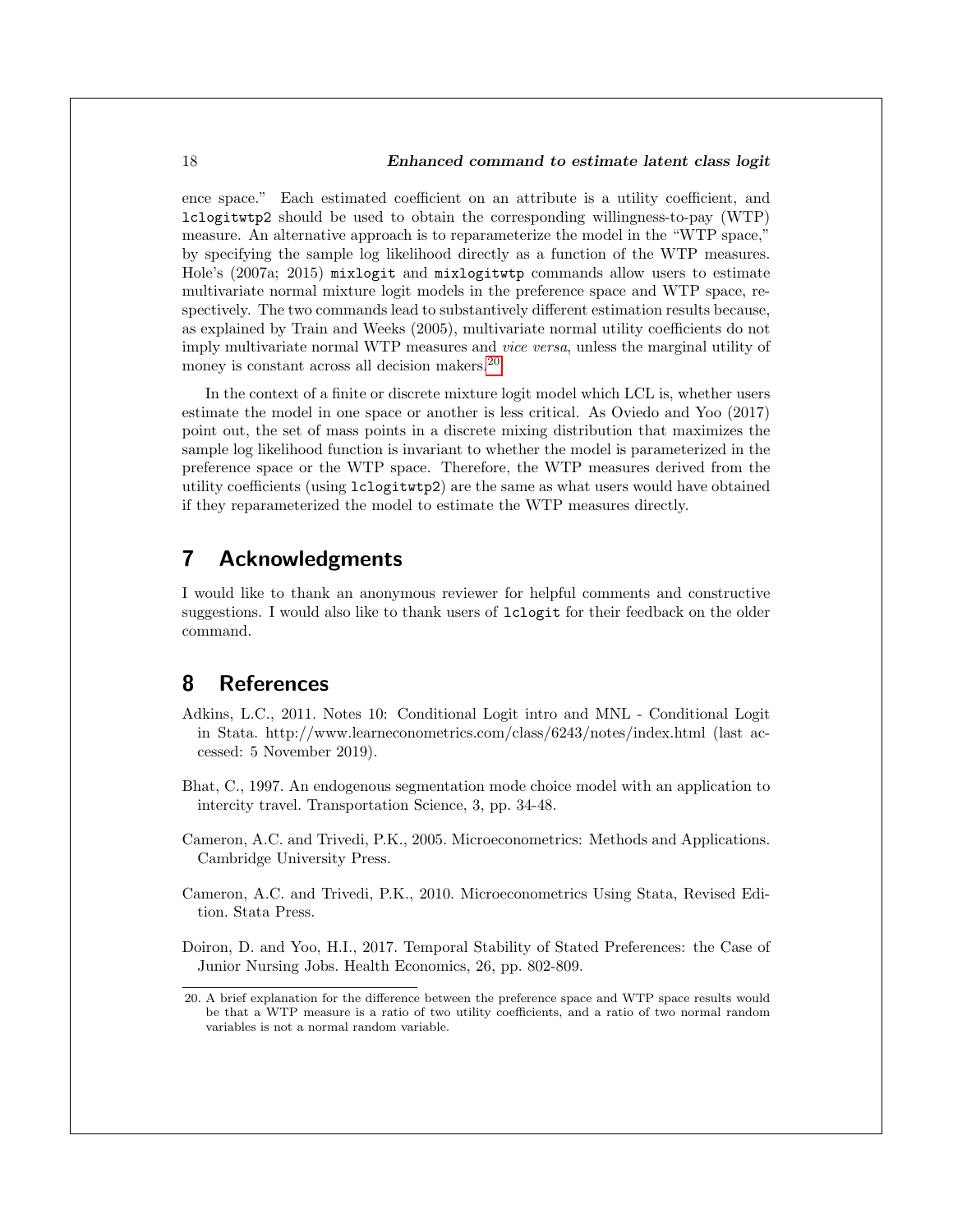ence space." Each estimated coefficient on an attribute is a utility coefficient, and `lclogitwtp2` should be used to obtain the corresponding willingness-to-pay (WTP) measure. An alternative approach is to reparameterize the model in the "WTP space," by specifying the sample log likelihood directly as a function of the WTP measures. Hole's (2007a; 2015) `mixlogit` and `mixlogitwtp` commands allow users to estimate multivariate normal mixture logit models in the preference space and WTP space, respectively. The two commands lead to substantively different estimation results because, as explained by Train and Weeks (2005), multivariate normal utility coefficients do not imply multivariate normal WTP measures and *vice versa*, unless the marginal utility of money is constant across all decision makers.[20]

In the context of a finite or discrete mixture logit model which LCL is, whether users estimate the model in one space or another is less critical. As Oviedo and Yoo (2017) point out, the set of mass points in a discrete mixing distribution that maximizes the sample log likelihood function is invariant to whether the model is parameterized in the preference space or the WTP space. Therefore, the WTP measures derived from the utility coefficients (using `lclogitwtp2`) are the same as what users would have obtained if they reparameterized the model to estimate the WTP measures directly.

## 7 Acknowledgments

I would like to thank an anonymous reviewer for helpful comments and constructive suggestions. I would also like to thank users of `lclogit` for their feedback on the older command.

## 8 References

Adkins, L.C., 2011. Notes 10: Conditional Logit intro and MNL - Conditional Logit in Stata. http://www.learneconometrics.com/class/6243/notes/index.html (last accessed: 5 November 2019).

Bhat, C., 1997. An endogenous segmentation mode choice model with an application to intercity travel. Transportation Science, 3, pp. 34-48.

Cameron, A.C. and Trivedi, P.K., 2005. Microeconometrics: Methods and Applications. Cambridge University Press.

Cameron, A.C. and Trivedi, P.K., 2010. Microeconometrics Using Stata, Revised Edition. Stata Press.

Doiron, D. and Yoo, H.I., 2017. Temporal Stability of Stated Preferences: the Case of Junior Nursing Jobs. Health Economics, 26, pp. 802-809.

20. A brief explanation for the difference between the preference space and WTP space results would be that a WTP measure is a ratio of two utility coefficients, and a ratio of two normal random variables is not a normal random variable.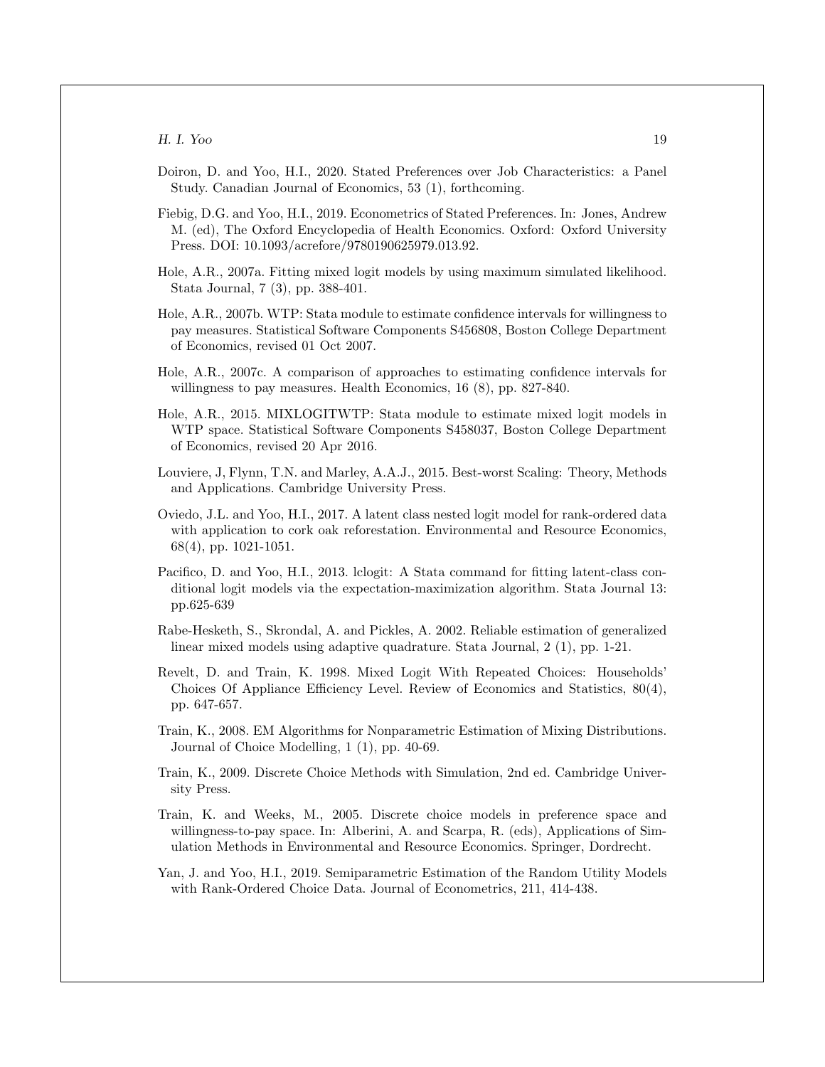Doiron, D. and Yoo, H.I., 2020. Stated Preferences over Job Characteristics: a Panel Study. Canadian Journal of Economics, 53 (1), forthcoming.

Fiebig, D.G. and Yoo, H.I., 2019. Econometrics of Stated Preferences. In: Jones, Andrew M. (ed), The Oxford Encyclopedia of Health Economics. Oxford: Oxford University Press. DOI: 10.1093/acrefore/9780190625979.013.92.

Hole, A.R., 2007a. Fitting mixed logit models by using maximum simulated likelihood. Stata Journal, 7 (3), pp. 388-401.

Hole, A.R., 2007b. WTP: Stata module to estimate confidence intervals for willingness to pay measures. Statistical Software Components S456808, Boston College Department of Economics, revised 01 Oct 2007.

Hole, A.R., 2007c. A comparison of approaches to estimating confidence intervals for willingness to pay measures. Health Economics, 16 (8), pp. 827-840.

Hole, A.R., 2015. MIXLOGITWTP: Stata module to estimate mixed logit models in WTP space. Statistical Software Components S458037, Boston College Department of Economics, revised 20 Apr 2016.

Louviere, J, Flynn, T.N. and Marley, A.A.J., 2015. Best-worst Scaling: Theory, Methods and Applications. Cambridge University Press.

Oviedo, J.L. and Yoo, H.I., 2017. A latent class nested logit model for rank-ordered data with application to cork oak reforestation. Environmental and Resource Economics, 68(4), pp. 1021-1051.

Pacifico, D. and Yoo, H.I., 2013. lclogit: A Stata command for fitting latent-class conditional logit models via the expectation-maximization algorithm. Stata Journal 13: pp.625-639

Rabe-Hesketh, S., Skrondal, A. and Pickles, A. 2002. Reliable estimation of generalized linear mixed models using adaptive quadrature. Stata Journal, 2 (1), pp. 1-21.

Revelt, D. and Train, K. 1998. Mixed Logit With Repeated Choices: Households' Choices Of Appliance Efficiency Level. Review of Economics and Statistics, 80(4), pp. 647-657.

Train, K., 2008. EM Algorithms for Nonparametric Estimation of Mixing Distributions. Journal of Choice Modelling, 1 (1), pp. 40-69.

Train, K., 2009. Discrete Choice Methods with Simulation, 2nd ed. Cambridge University Press.

Train, K. and Weeks, M., 2005. Discrete choice models in preference space and willingness-to-pay space. In: Alberini, A. and Scarpa, R. (eds), Applications of Simulation Methods in Environmental and Resource Economics. Springer, Dordrecht.

Yan, J. and Yoo, H.I., 2019. Semiparametric Estimation of the Random Utility Models with Rank-Ordered Choice Data. Journal of Econometrics, 211, 414-438.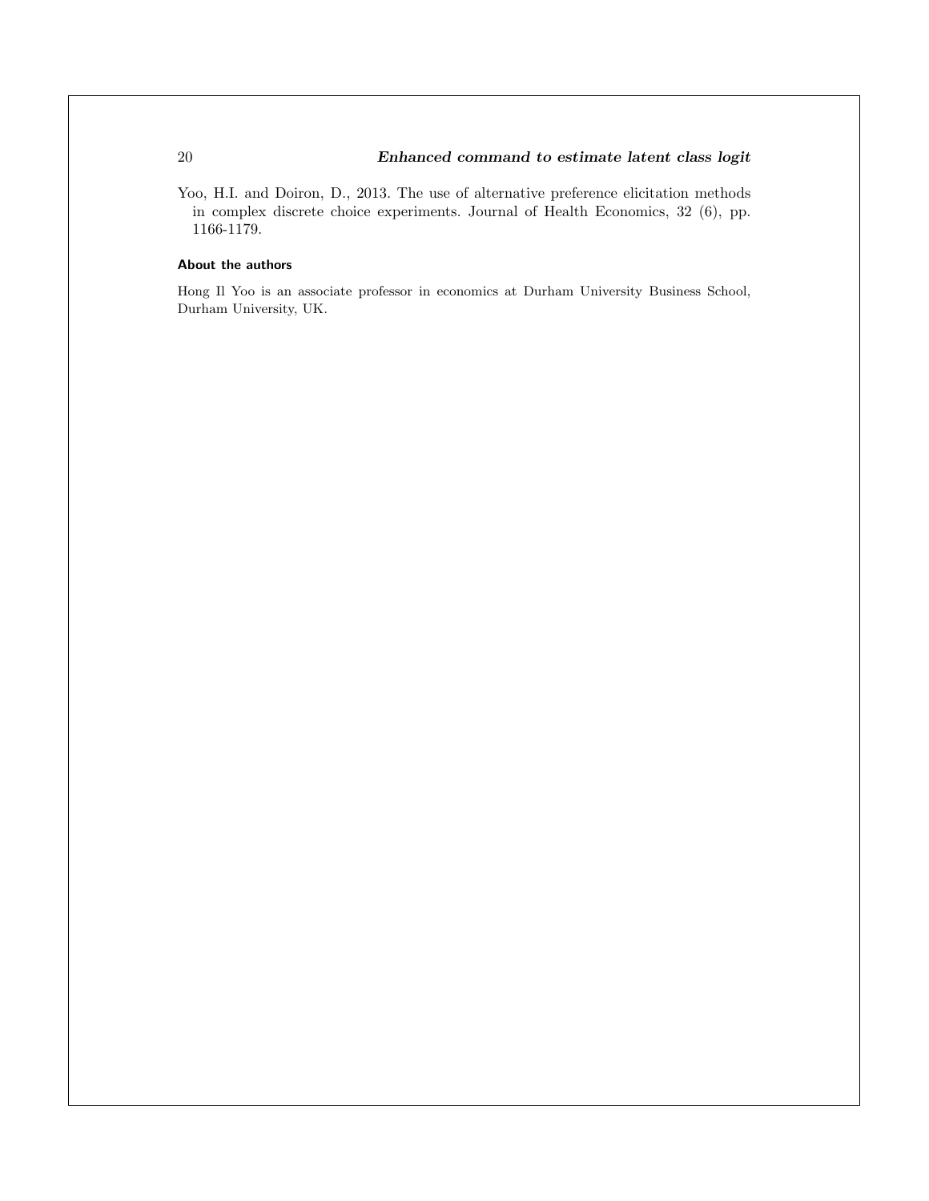Yoo, H.I. and Doiron, D., 2013. The use of alternative preference elicitation methods in complex discrete choice experiments. Journal of Health Economics, 32 (6), pp. 1166-1179.

### About the authors

Hong Il Yoo is an associate professor in economics at Durham University Business School, Durham University, UK.